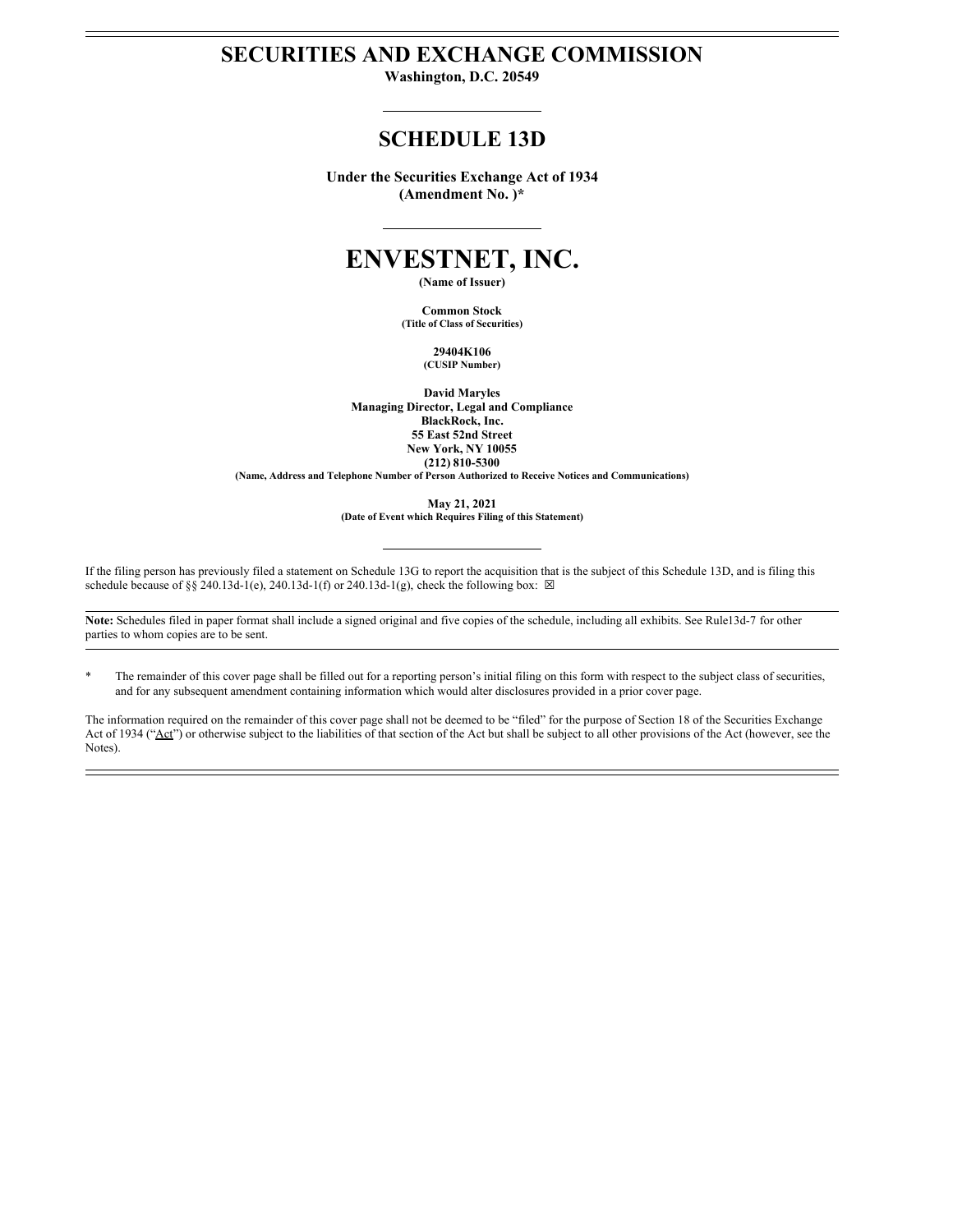# SECURITIES AND EXCHANGE COMMISSION

**Washington, D.C. 20549**

## SCHEDULE 13D

**Under the Securities Exchange Act of 1934**
**(Amendment No. )***

# ENVESTNET, INC.

**(Name of Issuer)**

**Common Stock**
**(Title of Class of Securities)**

**29404K106**
**(CUSIP Number)**

**David Maryles**
**Managing Director, Legal and Compliance**
**BlackRock, Inc.**
**55 East 52nd Street**
**New York, NY 10055**
**(212) 810-5300**
**(Name, Address and Telephone Number of Person Authorized to Receive Notices and Communications)**

**May 21, 2021**
**(Date of Event which Requires Filing of this Statement)**

If the filing person has previously filed a statement on Schedule 13G to report the acquisition that is the subject of this Schedule 13D, and is filing this schedule because of §§ 240.13d-1(e), 240.13d-1(f) or 240.13d-1(g), check the following box: ☒

**Note:** Schedules filed in paper format shall include a signed original and five copies of the schedule, including all exhibits. See Rule13d-7 for other parties to whom copies are to be sent.

\* The remainder of this cover page shall be filled out for a reporting person's initial filing on this form with respect to the subject class of securities, and for any subsequent amendment containing information which would alter disclosures provided in a prior cover page.

The information required on the remainder of this cover page shall not be deemed to be "filed" for the purpose of Section 18 of the Securities Exchange Act of 1934 ("Act") or otherwise subject to the liabilities of that section of the Act but shall be subject to all other provisions of the Act (however, see the Notes).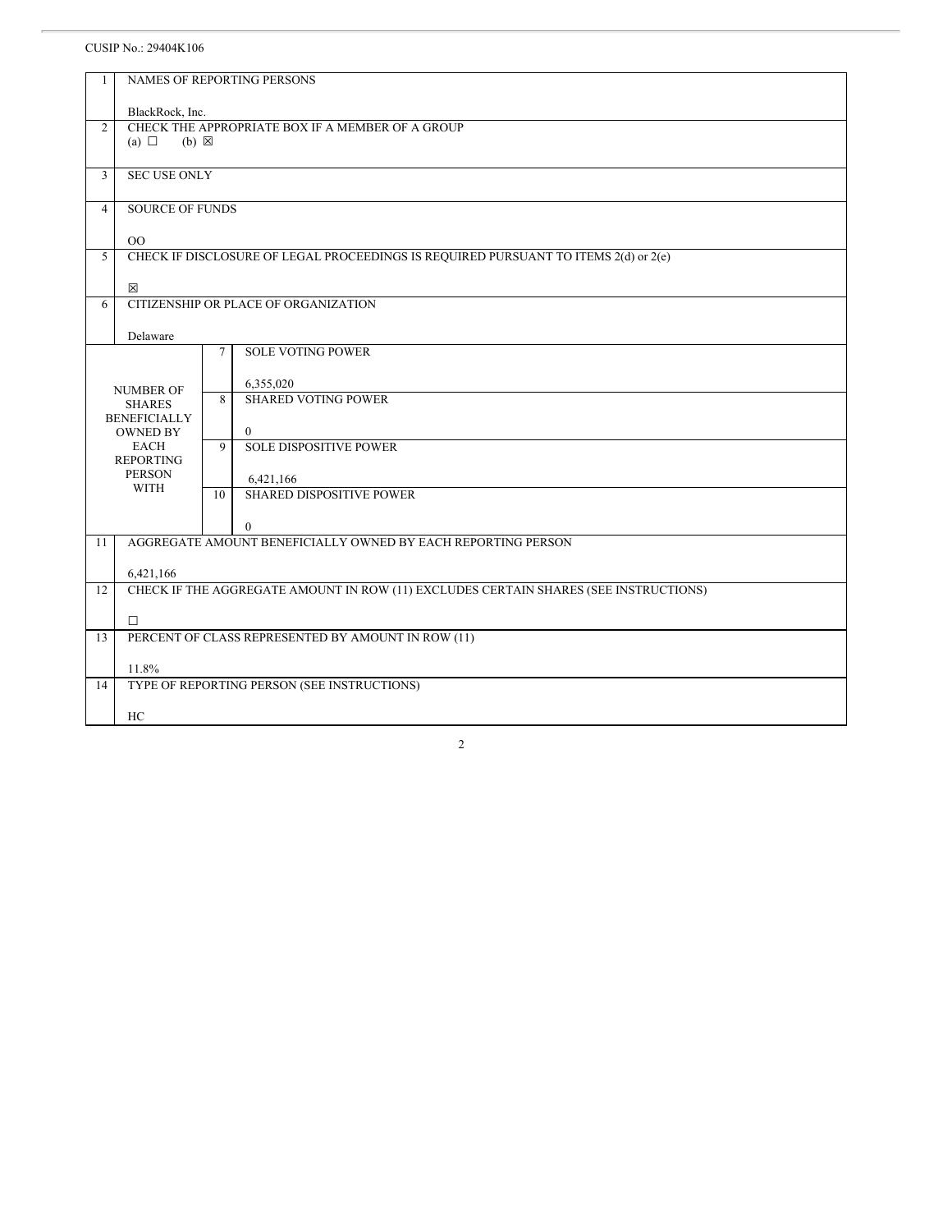CUSIP No.: 29404K106

| | | | |
|---|---|---|---|
| 1 | NAMES OF REPORTING PERSONS<br><br>BlackRock, Inc. | | |
| 2 | CHECK THE APPROPRIATE BOX IF A MEMBER OF A GROUP<br>(a) ☐ (b) ☒ | | |
| 3 | SEC USE ONLY | | |
| 4 | SOURCE OF FUNDS<br><br>OO | | |
| 5 | CHECK IF DISCLOSURE OF LEGAL PROCEEDINGS IS REQUIRED PURSUANT TO ITEMS 2(d) or 2(e)<br><br>☒ | | |
| 6 | CITIZENSHIP OR PLACE OF ORGANIZATION<br><br>Delaware | | |
| NUMBER OF SHARES BENEFICIALLY OWNED BY EACH REPORTING PERSON WITH | | 7 | SOLE VOTING POWER<br><br>6,355,020 |
| | | 8 | SHARED VOTING POWER<br><br>0 |
| | | 9 | SOLE DISPOSITIVE POWER<br><br>6,421,166 |
| | | 10 | SHARED DISPOSITIVE POWER<br><br>0 |
| 11 | AGGREGATE AMOUNT BENEFICIALLY OWNED BY EACH REPORTING PERSON<br><br>6,421,166 | | |
| 12 | CHECK IF THE AGGREGATE AMOUNT IN ROW (11) EXCLUDES CERTAIN SHARES (SEE INSTRUCTIONS)<br><br>☐ | | |
| 13 | PERCENT OF CLASS REPRESENTED BY AMOUNT IN ROW (11)<br><br>11.8% | | |
| 14 | TYPE OF REPORTING PERSON (SEE INSTRUCTIONS)<br><br>HC | | |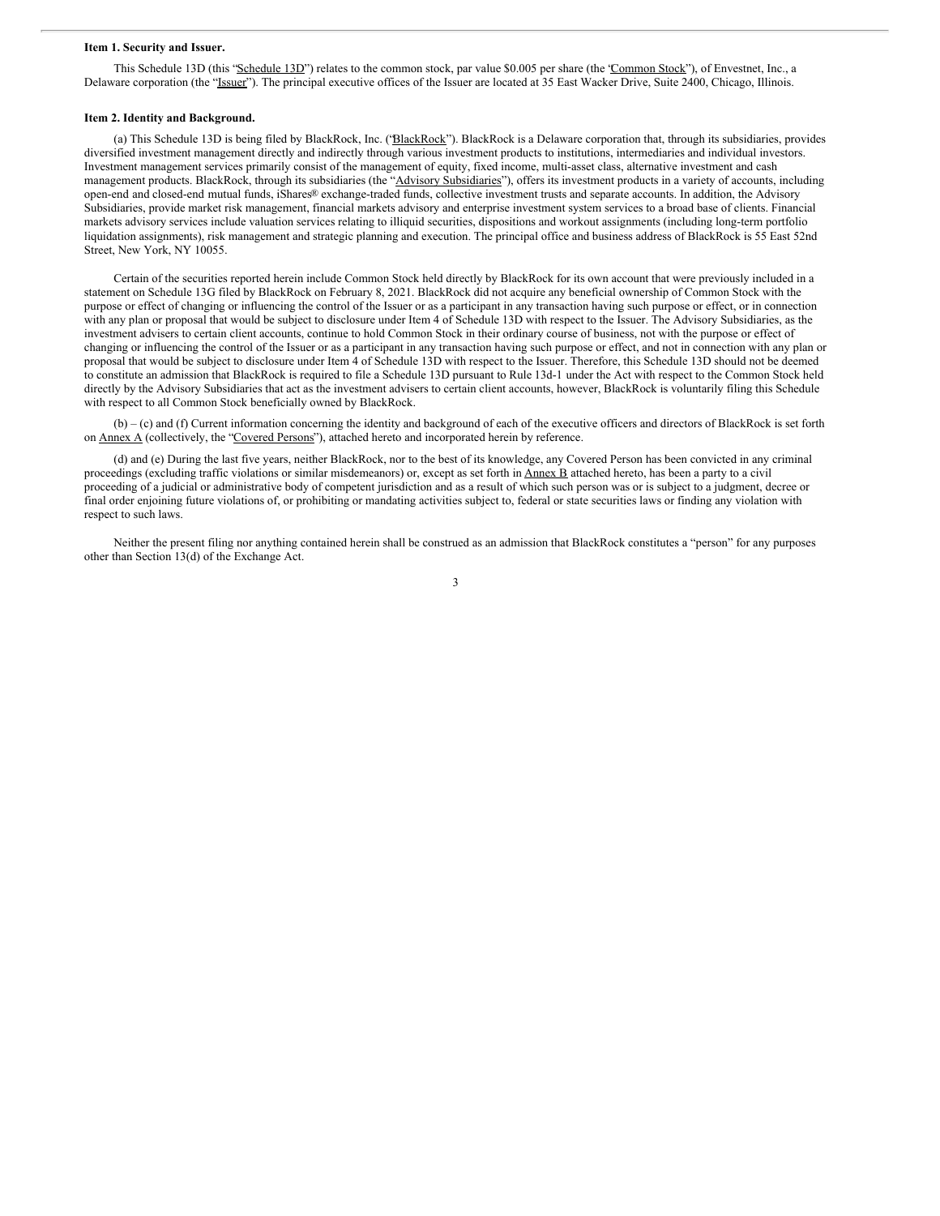**Item 1. Security and Issuer.**

This Schedule 13D (this "Schedule 13D") relates to the common stock, par value $0.005 per share (the "Common Stock"), of Envestnet, Inc., a Delaware corporation (the "Issuer"). The principal executive offices of the Issuer are located at 35 East Wacker Drive, Suite 2400, Chicago, Illinois.

**Item 2. Identity and Background.**

(a) This Schedule 13D is being filed by BlackRock, Inc. ("BlackRock"). BlackRock is a Delaware corporation that, through its subsidiaries, provides diversified investment management directly and indirectly through various investment products to institutions, intermediaries and individual investors. Investment management services primarily consist of the management of equity, fixed income, multi-asset class, alternative investment and cash management products. BlackRock, through its subsidiaries (the "Advisory Subsidiaries"), offers its investment products in a variety of accounts, including open-end and closed-end mutual funds, iShares® exchange-traded funds, collective investment trusts and separate accounts. In addition, the Advisory Subsidiaries, provide market risk management, financial markets advisory and enterprise investment system services to a broad base of clients. Financial markets advisory services include valuation services relating to illiquid securities, dispositions and workout assignments (including long-term portfolio liquidation assignments), risk management and strategic planning and execution. The principal office and business address of BlackRock is 55 East 52nd Street, New York, NY 10055.

Certain of the securities reported herein include Common Stock held directly by BlackRock for its own account that were previously included in a statement on Schedule 13G filed by BlackRock on February 8, 2021. BlackRock did not acquire any beneficial ownership of Common Stock with the purpose or effect of changing or influencing the control of the Issuer or as a participant in any transaction having such purpose or effect, or in connection with any plan or proposal that would be subject to disclosure under Item 4 of Schedule 13D with respect to the Issuer. The Advisory Subsidiaries, as the investment advisers to certain client accounts, continue to hold Common Stock in their ordinary course of business, not with the purpose or effect of changing or influencing the control of the Issuer or as a participant in any transaction having such purpose or effect, and not in connection with any plan or proposal that would be subject to disclosure under Item 4 of Schedule 13D with respect to the Issuer. Therefore, this Schedule 13D should not be deemed to constitute an admission that BlackRock is required to file a Schedule 13D pursuant to Rule 13d-1 under the Act with respect to the Common Stock held directly by the Advisory Subsidiaries that act as the investment advisers to certain client accounts, however, BlackRock is voluntarily filing this Schedule with respect to all Common Stock beneficially owned by BlackRock.

(b) – (c) and (f) Current information concerning the identity and background of each of the executive officers and directors of BlackRock is set forth on Annex A (collectively, the "Covered Persons"), attached hereto and incorporated herein by reference.

(d) and (e) During the last five years, neither BlackRock, nor to the best of its knowledge, any Covered Person has been convicted in any criminal proceedings (excluding traffic violations or similar misdemeanors) or, except as set forth in Annex B attached hereto, has been a party to a civil proceeding of a judicial or administrative body of competent jurisdiction and as a result of which such person was or is subject to a judgment, decree or final order enjoining future violations of, or prohibiting or mandating activities subject to, federal or state securities laws or finding any violation with respect to such laws.

Neither the present filing nor anything contained herein shall be construed as an admission that BlackRock constitutes a "person" for any purposes other than Section 13(d) of the Exchange Act.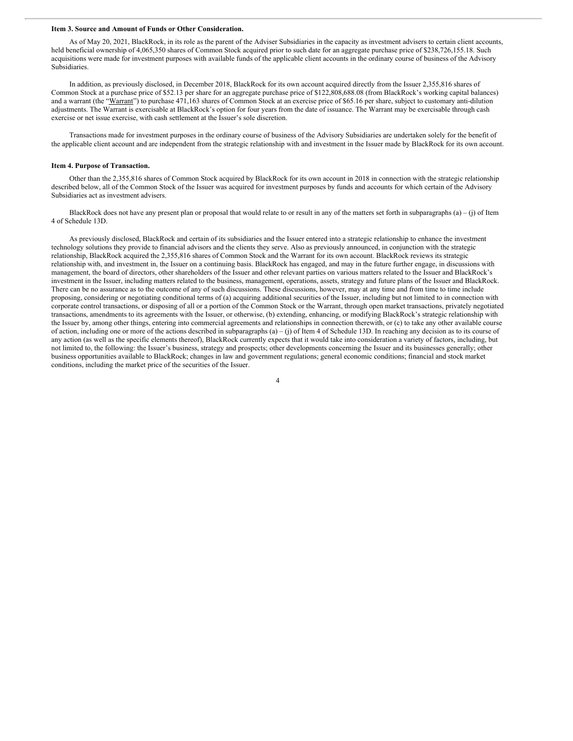**Item 3. Source and Amount of Funds or Other Consideration.**

As of May 20, 2021, BlackRock, in its role as the parent of the Adviser Subsidiaries in the capacity as investment advisers to certain client accounts, held beneficial ownership of 4,065,350 shares of Common Stock acquired prior to such date for an aggregate purchase price of $238,726,155.18. Such acquisitions were made for investment purposes with available funds of the applicable client accounts in the ordinary course of business of the Advisory Subsidiaries.

In addition, as previously disclosed, in December 2018, BlackRock for its own account acquired directly from the Issuer 2,355,816 shares of Common Stock at a purchase price of $52.13 per share for an aggregate purchase price of $122,808,688.08 (from BlackRock's working capital balances) and a warrant (the "Warrant") to purchase 471,163 shares of Common Stock at an exercise price of $65.16 per share, subject to customary anti-dilution adjustments. The Warrant is exercisable at BlackRock's option for four years from the date of issuance. The Warrant may be exercisable through cash exercise or net issue exercise, with cash settlement at the Issuer's sole discretion.

Transactions made for investment purposes in the ordinary course of business of the Advisory Subsidiaries are undertaken solely for the benefit of the applicable client account and are independent from the strategic relationship with and investment in the Issuer made by BlackRock for its own account.

**Item 4. Purpose of Transaction.**

Other than the 2,355,816 shares of Common Stock acquired by BlackRock for its own account in 2018 in connection with the strategic relationship described below, all of the Common Stock of the Issuer was acquired for investment purposes by funds and accounts for which certain of the Advisory Subsidiaries act as investment advisers.

BlackRock does not have any present plan or proposal that would relate to or result in any of the matters set forth in subparagraphs (a) – (j) of Item 4 of Schedule 13D.

As previously disclosed, BlackRock and certain of its subsidiaries and the Issuer entered into a strategic relationship to enhance the investment technology solutions they provide to financial advisors and the clients they serve. Also as previously announced, in conjunction with the strategic relationship, BlackRock acquired the 2,355,816 shares of Common Stock and the Warrant for its own account. BlackRock reviews its strategic relationship with, and investment in, the Issuer on a continuing basis. BlackRock has engaged, and may in the future further engage, in discussions with management, the board of directors, other shareholders of the Issuer and other relevant parties on various matters related to the Issuer and BlackRock's investment in the Issuer, including matters related to the business, management, operations, assets, strategy and future plans of the Issuer and BlackRock. There can be no assurance as to the outcome of any of such discussions. These discussions, however, may at any time and from time to time include proposing, considering or negotiating conditional terms of (a) acquiring additional securities of the Issuer, including but not limited to in connection with corporate control transactions, or disposing of all or a portion of the Common Stock or the Warrant, through open market transactions, privately negotiated transactions, amendments to its agreements with the Issuer, or otherwise, (b) extending, enhancing, or modifying BlackRock's strategic relationship with the Issuer by, among other things, entering into commercial agreements and relationships in connection therewith, or (c) to take any other available course of action, including one or more of the actions described in subparagraphs (a) – (j) of Item 4 of Schedule 13D. In reaching any decision as to its course of any action (as well as the specific elements thereof), BlackRock currently expects that it would take into consideration a variety of factors, including, but not limited to, the following: the Issuer's business, strategy and prospects; other developments concerning the Issuer and its businesses generally; other business opportunities available to BlackRock; changes in law and government regulations; general economic conditions; financial and stock market conditions, including the market price of the securities of the Issuer.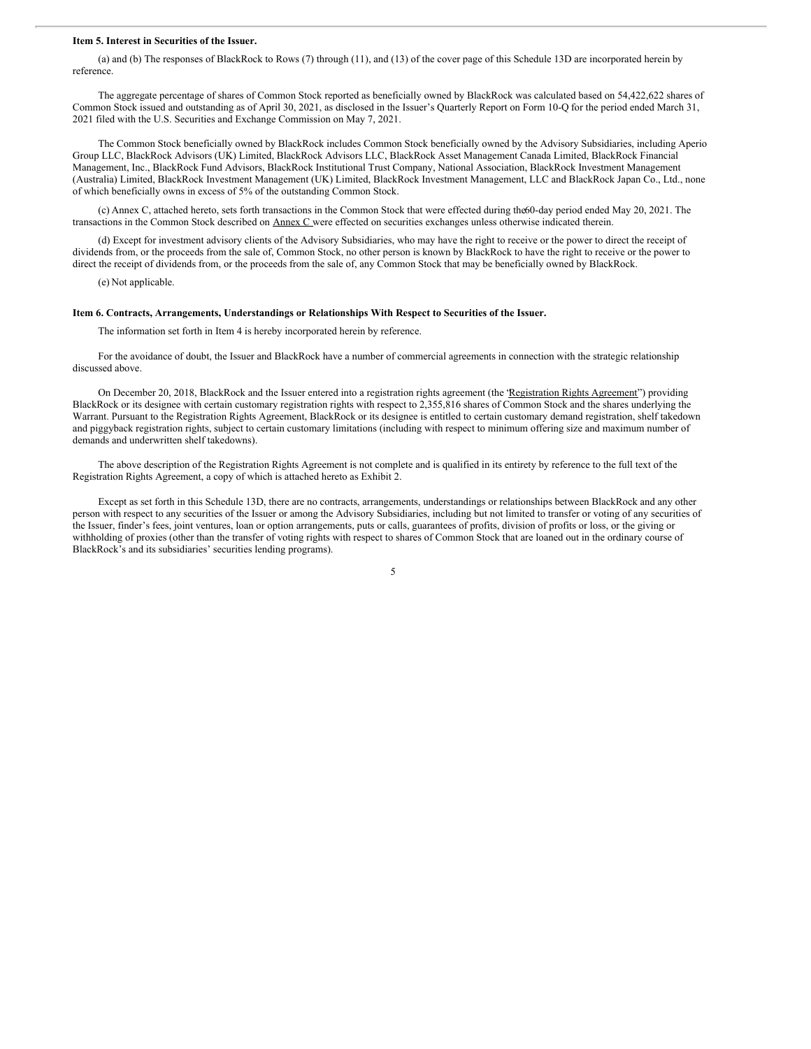**Item 5. Interest in Securities of the Issuer.**

(a) and (b) The responses of BlackRock to Rows (7) through (11), and (13) of the cover page of this Schedule 13D are incorporated herein by reference.

The aggregate percentage of shares of Common Stock reported as beneficially owned by BlackRock was calculated based on 54,422,622 shares of Common Stock issued and outstanding as of April 30, 2021, as disclosed in the Issuer's Quarterly Report on Form 10-Q for the period ended March 31, 2021 filed with the U.S. Securities and Exchange Commission on May 7, 2021.

The Common Stock beneficially owned by BlackRock includes Common Stock beneficially owned by the Advisory Subsidiaries, including Aperio Group LLC, BlackRock Advisors (UK) Limited, BlackRock Advisors LLC, BlackRock Asset Management Canada Limited, BlackRock Financial Management, Inc., BlackRock Fund Advisors, BlackRock Institutional Trust Company, National Association, BlackRock Investment Management (Australia) Limited, BlackRock Investment Management (UK) Limited, BlackRock Investment Management, LLC and BlackRock Japan Co., Ltd., none of which beneficially owns in excess of 5% of the outstanding Common Stock.

(c) Annex C, attached hereto, sets forth transactions in the Common Stock that were effected during the60-day period ended May 20, 2021. The transactions in the Common Stock described on Annex C were effected on securities exchanges unless otherwise indicated therein.

(d) Except for investment advisory clients of the Advisory Subsidiaries, who may have the right to receive or the power to direct the receipt of dividends from, or the proceeds from the sale of, Common Stock, no other person is known by BlackRock to have the right to receive or the power to direct the receipt of dividends from, or the proceeds from the sale of, any Common Stock that may be beneficially owned by BlackRock.

(e) Not applicable.

**Item 6. Contracts, Arrangements, Understandings or Relationships With Respect to Securities of the Issuer.**

The information set forth in Item 4 is hereby incorporated herein by reference.

For the avoidance of doubt, the Issuer and BlackRock have a number of commercial agreements in connection with the strategic relationship discussed above.

On December 20, 2018, BlackRock and the Issuer entered into a registration rights agreement (the "Registration Rights Agreement") providing BlackRock or its designee with certain customary registration rights with respect to 2,355,816 shares of Common Stock and the shares underlying the Warrant. Pursuant to the Registration Rights Agreement, BlackRock or its designee is entitled to certain customary demand registration, shelf takedown and piggyback registration rights, subject to certain customary limitations (including with respect to minimum offering size and maximum number of demands and underwritten shelf takedowns).

The above description of the Registration Rights Agreement is not complete and is qualified in its entirety by reference to the full text of the Registration Rights Agreement, a copy of which is attached hereto as Exhibit 2.

Except as set forth in this Schedule 13D, there are no contracts, arrangements, understandings or relationships between BlackRock and any other person with respect to any securities of the Issuer or among the Advisory Subsidiaries, including but not limited to transfer or voting of any securities of the Issuer, finder's fees, joint ventures, loan or option arrangements, puts or calls, guarantees of profits, division of profits or loss, or the giving or withholding of proxies (other than the transfer of voting rights with respect to shares of Common Stock that are loaned out in the ordinary course of BlackRock's and its subsidiaries' securities lending programs).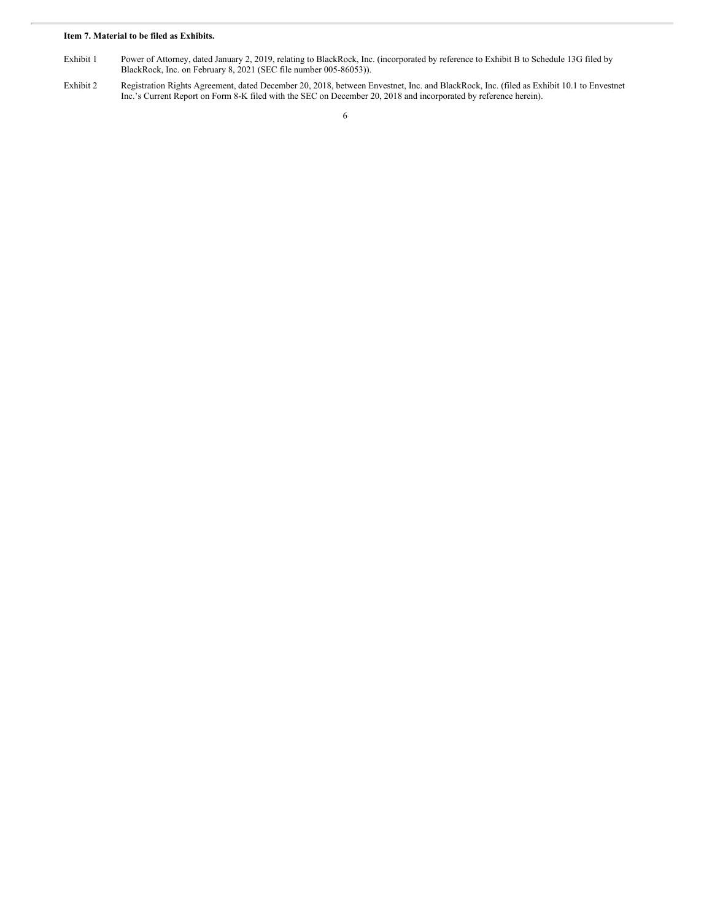**Item 7. Material to be filed as Exhibits.**

| | |
|---|---|
| Exhibit 1 | Power of Attorney, dated January 2, 2019, relating to BlackRock, Inc. (incorporated by reference to Exhibit B to Schedule 13G filed by BlackRock, Inc. on February 8, 2021 (SEC file number 005-86053)). |
| Exhibit 2 | Registration Rights Agreement, dated December 20, 2018, between Envestnet, Inc. and BlackRock, Inc. (filed as Exhibit 10.1 to Envestnet Inc.'s Current Report on Form 8-K filed with the SEC on December 20, 2018 and incorporated by reference herein). |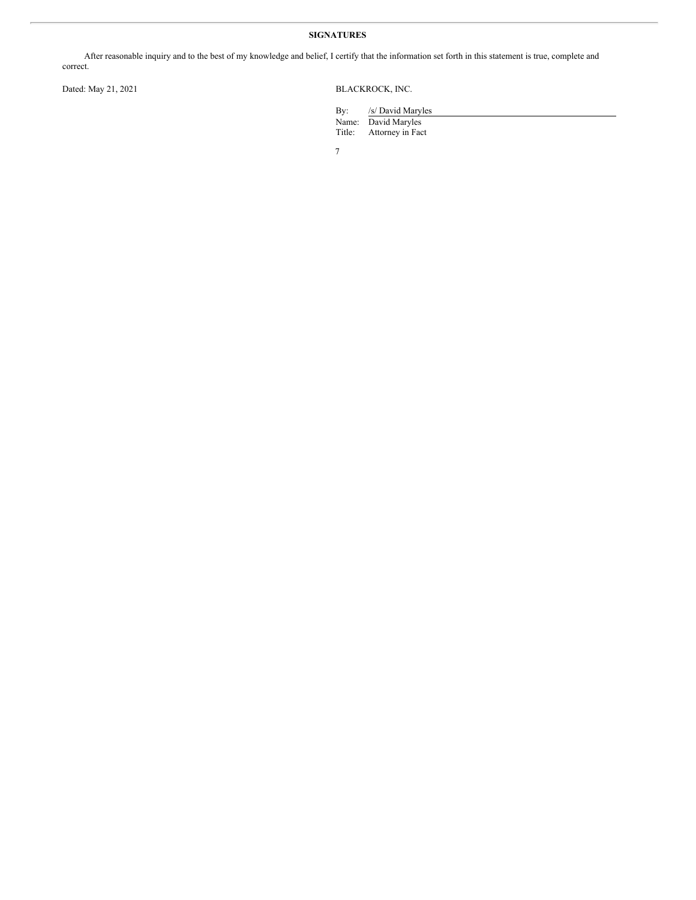**SIGNATURES**

After reasonable inquiry and to the best of my knowledge and belief, I certify that the information set forth in this statement is true, complete and correct.

Dated: May 21, 2021

BLACKROCK, INC.

By: /s/ David Maryles
Name: David Maryles
Title: Attorney in Fact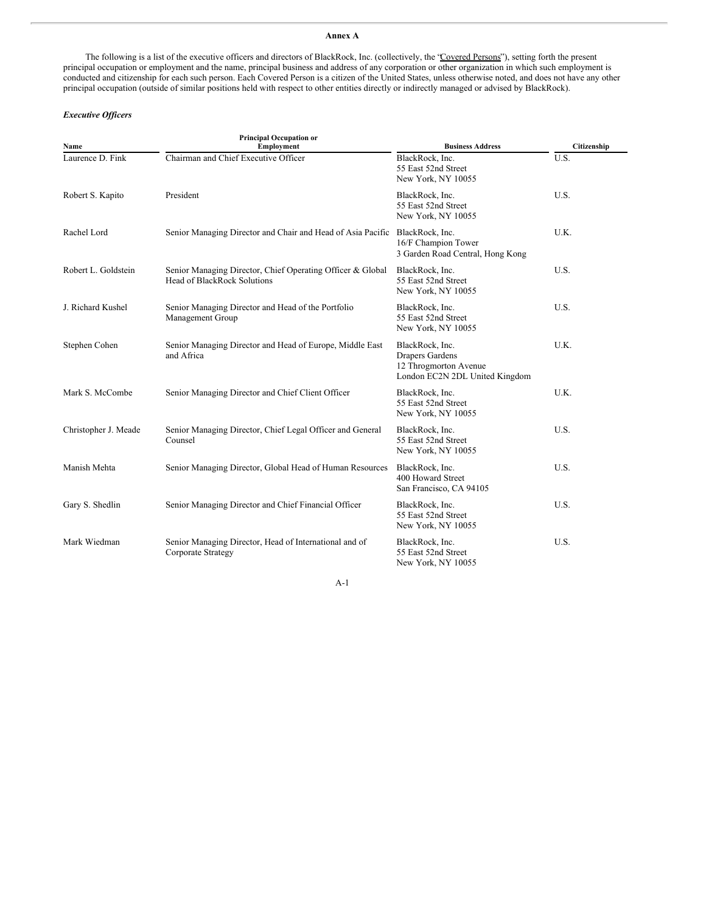## Annex A

The following is a list of the executive officers and directors of BlackRock, Inc. (collectively, the "Covered Persons"), setting forth the present principal occupation or employment and the name, principal business and address of any corporation or other organization in which such employment is conducted and citizenship for each such person. Each Covered Person is a citizen of the United States, unless otherwise noted, and does not have any other principal occupation (outside of similar positions held with respect to other entities directly or indirectly managed or advised by BlackRock).

***Executive Officers***

| Name | Principal Occupation or Employment | Business Address | Citizenship |
|---|---|---|---|
| Laurence D. Fink | Chairman and Chief Executive Officer | BlackRock, Inc.<br>55 East 52nd Street<br>New York, NY 10055 | U.S. |
| Robert S. Kapito | President | BlackRock, Inc.<br>55 East 52nd Street<br>New York, NY 10055 | U.S. |
| Rachel Lord | Senior Managing Director and Chair and Head of Asia Pacific | BlackRock, Inc.<br>16/F Champion Tower<br>3 Garden Road Central, Hong Kong | U.K. |
| Robert L. Goldstein | Senior Managing Director, Chief Operating Officer & Global Head of BlackRock Solutions | BlackRock, Inc.<br>55 East 52nd Street<br>New York, NY 10055 | U.S. |
| J. Richard Kushel | Senior Managing Director and Head of the Portfolio Management Group | BlackRock, Inc.<br>55 East 52nd Street<br>New York, NY 10055 | U.S. |
| Stephen Cohen | Senior Managing Director and Head of Europe, Middle East and Africa | BlackRock, Inc.<br>Drapers Gardens<br>12 Throgmorton Avenue<br>London EC2N 2DL United Kingdom | U.K. |
| Mark S. McCombe | Senior Managing Director and Chief Client Officer | BlackRock, Inc.<br>55 East 52nd Street<br>New York, NY 10055 | U.K. |
| Christopher J. Meade | Senior Managing Director, Chief Legal Officer and General Counsel | BlackRock, Inc.<br>55 East 52nd Street<br>New York, NY 10055 | U.S. |
| Manish Mehta | Senior Managing Director, Global Head of Human Resources | BlackRock, Inc.<br>400 Howard Street<br>San Francisco, CA 94105 | U.S. |
| Gary S. Shedlin | Senior Managing Director and Chief Financial Officer | BlackRock, Inc.<br>55 East 52nd Street<br>New York, NY 10055 | U.S. |
| Mark Wiedman | Senior Managing Director, Head of International and of Corporate Strategy | BlackRock, Inc.<br>55 East 52nd Street<br>New York, NY 10055 | U.S. |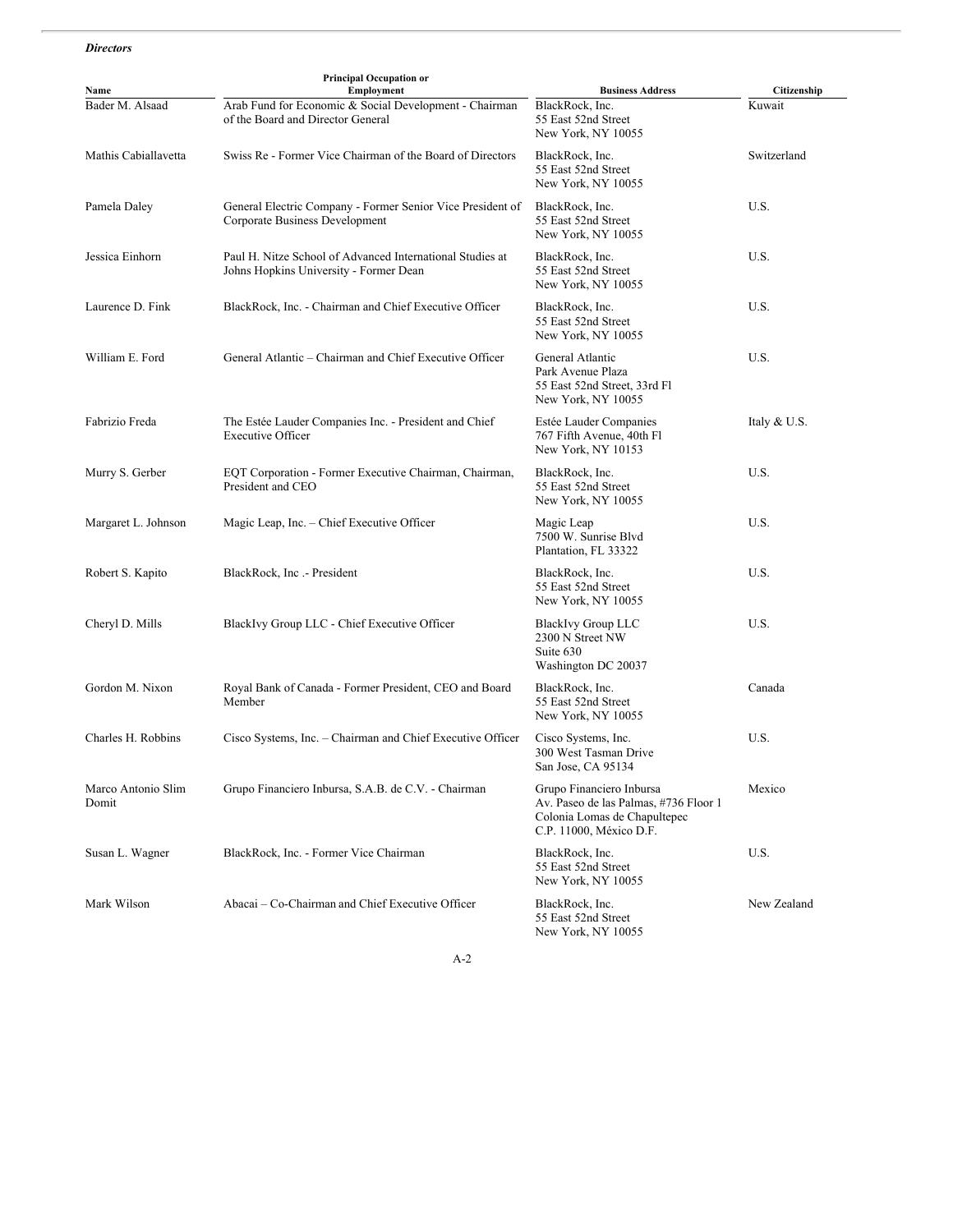*Directors*

| Name | Principal Occupation or Employment | Business Address | Citizenship |
|---|---|---|---|
| Bader M. Alsaad | Arab Fund for Economic & Social Development - Chairman of the Board and Director General | BlackRock, Inc. 55 East 52nd Street New York, NY 10055 | Kuwait |
| Mathis Cabiallavetta | Swiss Re - Former Vice Chairman of the Board of Directors | BlackRock, Inc. 55 East 52nd Street New York, NY 10055 | Switzerland |
| Pamela Daley | General Electric Company - Former Senior Vice President of Corporate Business Development | BlackRock, Inc. 55 East 52nd Street New York, NY 10055 | U.S. |
| Jessica Einhorn | Paul H. Nitze School of Advanced International Studies at Johns Hopkins University - Former Dean | BlackRock, Inc. 55 East 52nd Street New York, NY 10055 | U.S. |
| Laurence D. Fink | BlackRock, Inc. - Chairman and Chief Executive Officer | BlackRock, Inc. 55 East 52nd Street New York, NY 10055 | U.S. |
| William E. Ford | General Atlantic – Chairman and Chief Executive Officer | General Atlantic Park Avenue Plaza 55 East 52nd Street, 33rd Fl New York, NY 10055 | U.S. |
| Fabrizio Freda | The Estée Lauder Companies Inc. - President and Chief Executive Officer | Estée Lauder Companies 767 Fifth Avenue, 40th Fl New York, NY 10153 | Italy & U.S. |
| Murry S. Gerber | EQT Corporation - Former Executive Chairman, Chairman, President and CEO | BlackRock, Inc. 55 East 52nd Street New York, NY 10055 | U.S. |
| Margaret L. Johnson | Magic Leap, Inc. – Chief Executive Officer | Magic Leap 7500 W. Sunrise Blvd Plantation, FL 33322 | U.S. |
| Robert S. Kapito | BlackRock, Inc .- President | BlackRock, Inc. 55 East 52nd Street New York, NY 10055 | U.S. |
| Cheryl D. Mills | BlackIvy Group LLC - Chief Executive Officer | BlackIvy Group LLC 2300 N Street NW Suite 630 Washington DC 20037 | U.S. |
| Gordon M. Nixon | Royal Bank of Canada - Former President, CEO and Board Member | BlackRock, Inc. 55 East 52nd Street New York, NY 10055 | Canada |
| Charles H. Robbins | Cisco Systems, Inc. – Chairman and Chief Executive Officer | Cisco Systems, Inc. 300 West Tasman Drive San Jose, CA 95134 | U.S. |
| Marco Antonio Slim Domit | Grupo Financiero Inbursa, S.A.B. de C.V. - Chairman | Grupo Financiero Inbursa Av. Paseo de las Palmas, #736 Floor 1 Colonia Lomas de Chapultepec C.P. 11000, México D.F. | Mexico |
| Susan L. Wagner | BlackRock, Inc. - Former Vice Chairman | BlackRock, Inc. 55 East 52nd Street New York, NY 10055 | U.S. |
| Mark Wilson | Abacai – Co-Chairman and Chief Executive Officer | BlackRock, Inc. 55 East 52nd Street New York, NY 10055 | New Zealand |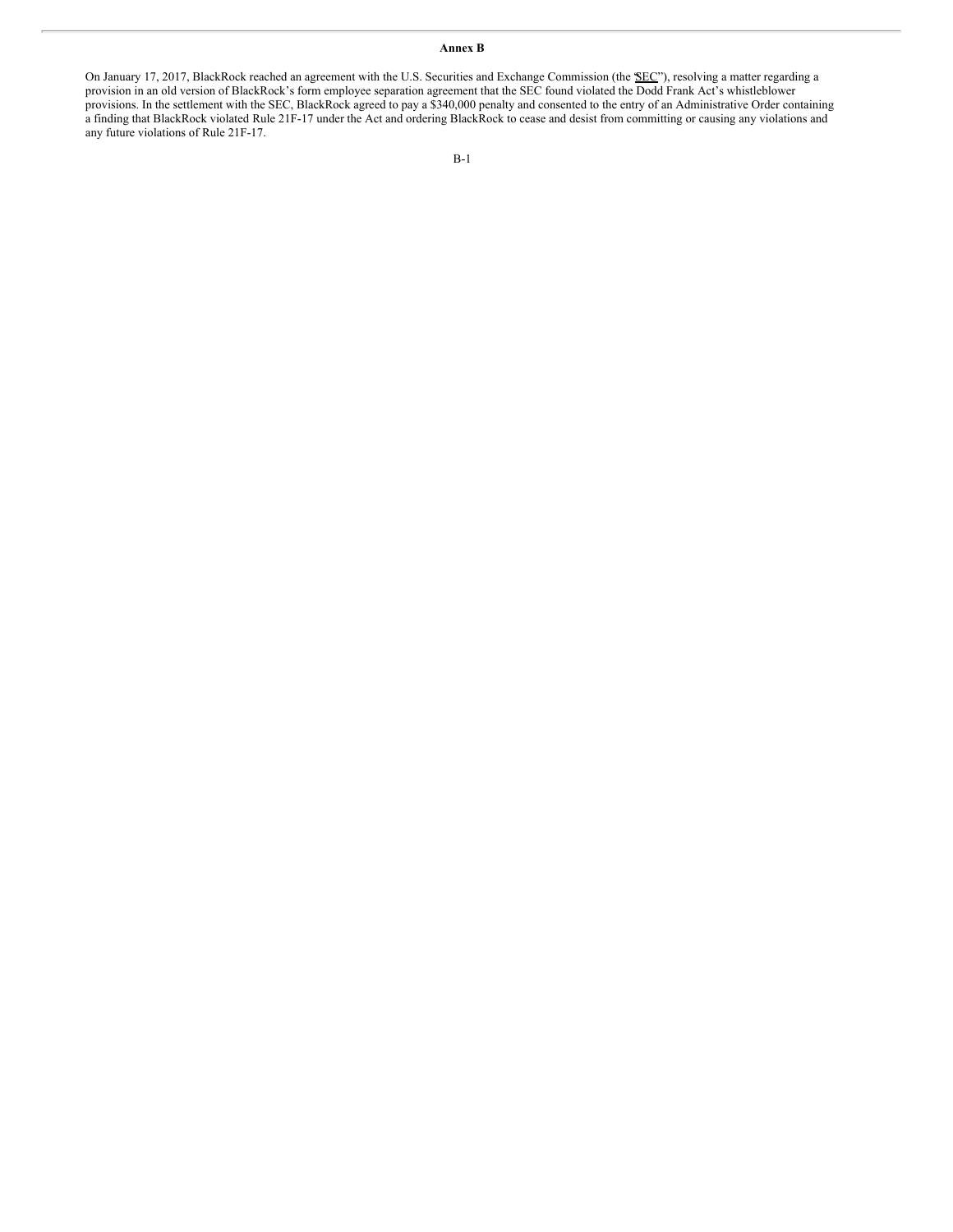# Annex B

On January 17, 2017, BlackRock reached an agreement with the U.S. Securities and Exchange Commission (the "SEC"), resolving a matter regarding a provision in an old version of BlackRock's form employee separation agreement that the SEC found violated the Dodd Frank Act's whistleblower provisions. In the settlement with the SEC, BlackRock agreed to pay a $340,000 penalty and consented to the entry of an Administrative Order containing a finding that BlackRock violated Rule 21F-17 under the Act and ordering BlackRock to cease and desist from committing or causing any violations and any future violations of Rule 21F-17.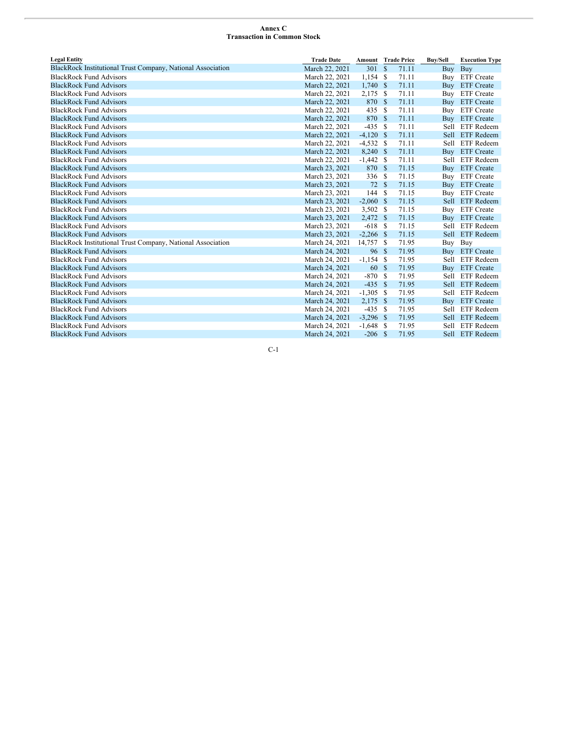**Annex C**
**Transaction in Common Stock**

| Legal Entity | Trade Date | Amount | Trade Price | Buy/Sell | Execution Type |
|---|---|---|---|---|---|
| BlackRock Institutional Trust Company, National Association | March 22, 2021 | 301 | $ 71.11 | Buy | Buy |
| BlackRock Fund Advisors | March 22, 2021 | 1,154 | $ 71.11 | Buy | ETF Create |
| BlackRock Fund Advisors | March 22, 2021 | 1,740 | $ 71.11 | Buy | ETF Create |
| BlackRock Fund Advisors | March 22, 2021 | 2,175 | $ 71.11 | Buy | ETF Create |
| BlackRock Fund Advisors | March 22, 2021 | 870 | $ 71.11 | Buy | ETF Create |
| BlackRock Fund Advisors | March 22, 2021 | 435 | $ 71.11 | Buy | ETF Create |
| BlackRock Fund Advisors | March 22, 2021 | 870 | $ 71.11 | Buy | ETF Create |
| BlackRock Fund Advisors | March 22, 2021 | -435 | $ 71.11 | Sell | ETF Redeem |
| BlackRock Fund Advisors | March 22, 2021 | -4,120 | $ 71.11 | Sell | ETF Redeem |
| BlackRock Fund Advisors | March 22, 2021 | -4,532 | $ 71.11 | Sell | ETF Redeem |
| BlackRock Fund Advisors | March 22, 2021 | 8,240 | $ 71.11 | Buy | ETF Create |
| BlackRock Fund Advisors | March 22, 2021 | -1,442 | $ 71.11 | Sell | ETF Redeem |
| BlackRock Fund Advisors | March 23, 2021 | 870 | $ 71.15 | Buy | ETF Create |
| BlackRock Fund Advisors | March 23, 2021 | 336 | $ 71.15 | Buy | ETF Create |
| BlackRock Fund Advisors | March 23, 2021 | 72 | $ 71.15 | Buy | ETF Create |
| BlackRock Fund Advisors | March 23, 2021 | 144 | $ 71.15 | Buy | ETF Create |
| BlackRock Fund Advisors | March 23, 2021 | -2,060 | $ 71.15 | Sell | ETF Redeem |
| BlackRock Fund Advisors | March 23, 2021 | 3,502 | $ 71.15 | Buy | ETF Create |
| BlackRock Fund Advisors | March 23, 2021 | 2,472 | $ 71.15 | Buy | ETF Create |
| BlackRock Fund Advisors | March 23, 2021 | -618 | $ 71.15 | Sell | ETF Redeem |
| BlackRock Fund Advisors | March 23, 2021 | -2,266 | $ 71.15 | Sell | ETF Redeem |
| BlackRock Institutional Trust Company, National Association | March 24, 2021 | 14,757 | $ 71.95 | Buy | Buy |
| BlackRock Fund Advisors | March 24, 2021 | 96 | $ 71.95 | Buy | ETF Create |
| BlackRock Fund Advisors | March 24, 2021 | -1,154 | $ 71.95 | Sell | ETF Redeem |
| BlackRock Fund Advisors | March 24, 2021 | 60 | $ 71.95 | Buy | ETF Create |
| BlackRock Fund Advisors | March 24, 2021 | -870 | $ 71.95 | Sell | ETF Redeem |
| BlackRock Fund Advisors | March 24, 2021 | -435 | $ 71.95 | Sell | ETF Redeem |
| BlackRock Fund Advisors | March 24, 2021 | -1,305 | $ 71.95 | Sell | ETF Redeem |
| BlackRock Fund Advisors | March 24, 2021 | 2,175 | $ 71.95 | Buy | ETF Create |
| BlackRock Fund Advisors | March 24, 2021 | -435 | $ 71.95 | Sell | ETF Redeem |
| BlackRock Fund Advisors | March 24, 2021 | -3,296 | $ 71.95 | Sell | ETF Redeem |
| BlackRock Fund Advisors | March 24, 2021 | -1,648 | $ 71.95 | Sell | ETF Redeem |
| BlackRock Fund Advisors | March 24, 2021 | -206 | $ 71.95 | Sell | ETF Redeem |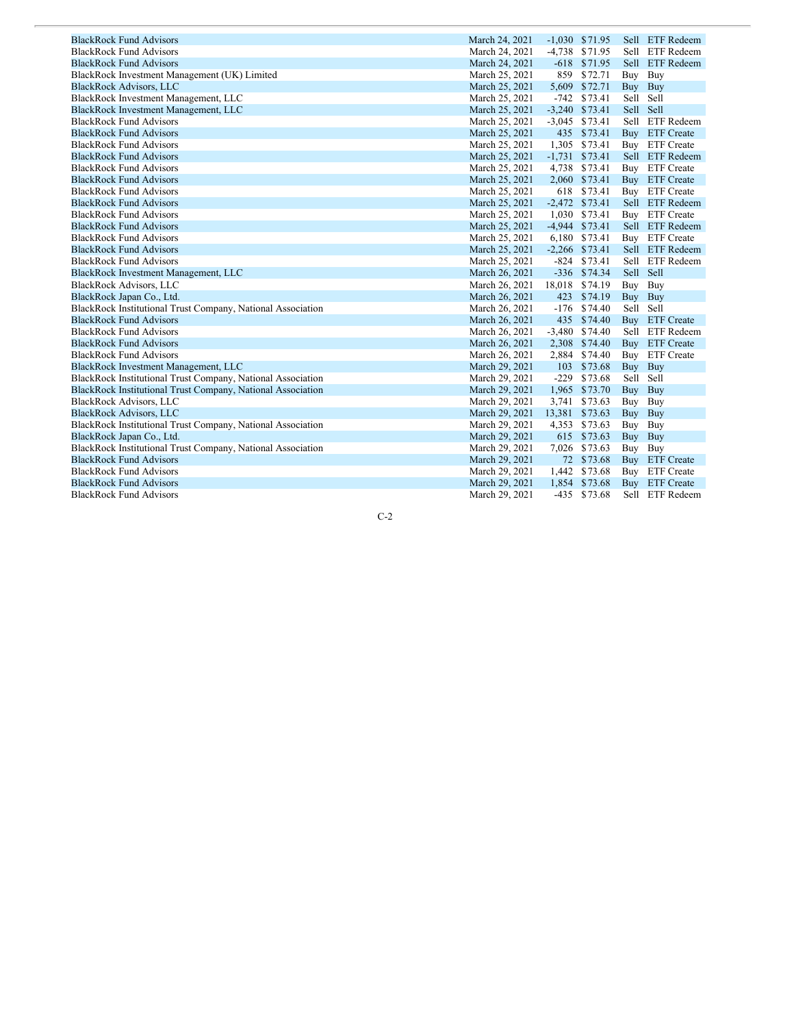| | | | | | |
|---|---|---|---|---|---|
| BlackRock Fund Advisors | March 24, 2021 | -1,030 | $71.95 | Sell | ETF Redeem |
| BlackRock Fund Advisors | March 24, 2021 | -4,738 | $71.95 | Sell | ETF Redeem |
| BlackRock Fund Advisors | March 24, 2021 | -618 | $71.95 | Sell | ETF Redeem |
| BlackRock Investment Management (UK) Limited | March 25, 2021 | 859 | $72.71 | Buy | Buy |
| BlackRock Advisors, LLC | March 25, 2021 | 5,609 | $72.71 | Buy | Buy |
| BlackRock Investment Management, LLC | March 25, 2021 | -742 | $73.41 | Sell | Sell |
| BlackRock Investment Management, LLC | March 25, 2021 | -3,240 | $73.41 | Sell | Sell |
| BlackRock Fund Advisors | March 25, 2021 | -3,045 | $73.41 | Sell | ETF Redeem |
| BlackRock Fund Advisors | March 25, 2021 | 435 | $73.41 | Buy | ETF Create |
| BlackRock Fund Advisors | March 25, 2021 | 1,305 | $73.41 | Buy | ETF Create |
| BlackRock Fund Advisors | March 25, 2021 | -1,731 | $73.41 | Sell | ETF Redeem |
| BlackRock Fund Advisors | March 25, 2021 | 4,738 | $73.41 | Buy | ETF Create |
| BlackRock Fund Advisors | March 25, 2021 | 2,060 | $73.41 | Buy | ETF Create |
| BlackRock Fund Advisors | March 25, 2021 | 618 | $73.41 | Buy | ETF Create |
| BlackRock Fund Advisors | March 25, 2021 | -2,472 | $73.41 | Sell | ETF Redeem |
| BlackRock Fund Advisors | March 25, 2021 | 1,030 | $73.41 | Buy | ETF Create |
| BlackRock Fund Advisors | March 25, 2021 | -4,944 | $73.41 | Sell | ETF Redeem |
| BlackRock Fund Advisors | March 25, 2021 | 6,180 | $73.41 | Buy | ETF Create |
| BlackRock Fund Advisors | March 25, 2021 | -2,266 | $73.41 | Sell | ETF Redeem |
| BlackRock Fund Advisors | March 25, 2021 | -824 | $73.41 | Sell | ETF Redeem |
| BlackRock Investment Management, LLC | March 26, 2021 | -336 | $74.34 | Sell | Sell |
| BlackRock Advisors, LLC | March 26, 2021 | 18,018 | $74.19 | Buy | Buy |
| BlackRock Japan Co., Ltd. | March 26, 2021 | 423 | $74.19 | Buy | Buy |
| BlackRock Institutional Trust Company, National Association | March 26, 2021 | -176 | $74.40 | Sell | Sell |
| BlackRock Fund Advisors | March 26, 2021 | 435 | $74.40 | Buy | ETF Create |
| BlackRock Fund Advisors | March 26, 2021 | -3,480 | $74.40 | Sell | ETF Redeem |
| BlackRock Fund Advisors | March 26, 2021 | 2,308 | $74.40 | Buy | ETF Create |
| BlackRock Fund Advisors | March 26, 2021 | 2,884 | $74.40 | Buy | ETF Create |
| BlackRock Investment Management, LLC | March 29, 2021 | 103 | $73.68 | Buy | Buy |
| BlackRock Institutional Trust Company, National Association | March 29, 2021 | -229 | $73.68 | Sell | Sell |
| BlackRock Institutional Trust Company, National Association | March 29, 2021 | 1,965 | $73.70 | Buy | Buy |
| BlackRock Advisors, LLC | March 29, 2021 | 3,741 | $73.63 | Buy | Buy |
| BlackRock Advisors, LLC | March 29, 2021 | 13,381 | $73.63 | Buy | Buy |
| BlackRock Institutional Trust Company, National Association | March 29, 2021 | 4,353 | $73.63 | Buy | Buy |
| BlackRock Japan Co., Ltd. | March 29, 2021 | 615 | $73.63 | Buy | Buy |
| BlackRock Institutional Trust Company, National Association | March 29, 2021 | 7,026 | $73.63 | Buy | Buy |
| BlackRock Fund Advisors | March 29, 2021 | 72 | $73.68 | Buy | ETF Create |
| BlackRock Fund Advisors | March 29, 2021 | 1,442 | $73.68 | Buy | ETF Create |
| BlackRock Fund Advisors | March 29, 2021 | 1,854 | $73.68 | Buy | ETF Create |
| BlackRock Fund Advisors | March 29, 2021 | -435 | $73.68 | Sell | ETF Redeem |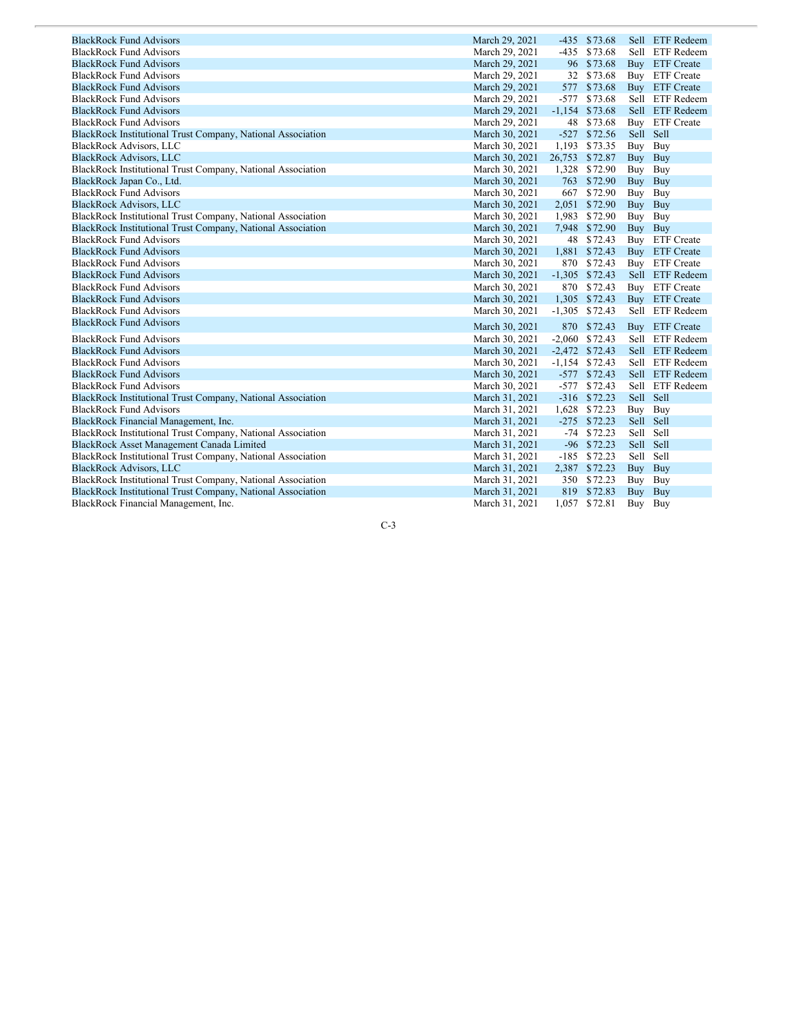| | | | | | |
|---|---|---|---|---|---|
| BlackRock Fund Advisors | March 29, 2021 | -435 | $73.68 | Sell | ETF Redeem |
| BlackRock Fund Advisors | March 29, 2021 | -435 | $73.68 | Sell | ETF Redeem |
| BlackRock Fund Advisors | March 29, 2021 | 96 | $73.68 | Buy | ETF Create |
| BlackRock Fund Advisors | March 29, 2021 | 32 | $73.68 | Buy | ETF Create |
| BlackRock Fund Advisors | March 29, 2021 | 577 | $73.68 | Buy | ETF Create |
| BlackRock Fund Advisors | March 29, 2021 | -577 | $73.68 | Sell | ETF Redeem |
| BlackRock Fund Advisors | March 29, 2021 | -1,154 | $73.68 | Sell | ETF Redeem |
| BlackRock Fund Advisors | March 29, 2021 | 48 | $73.68 | Buy | ETF Create |
| BlackRock Institutional Trust Company, National Association | March 30, 2021 | -527 | $72.56 | Sell | Sell |
| BlackRock Advisors, LLC | March 30, 2021 | 1,193 | $73.35 | Buy | Buy |
| BlackRock Advisors, LLC | March 30, 2021 | 26,753 | $72.87 | Buy | Buy |
| BlackRock Institutional Trust Company, National Association | March 30, 2021 | 1,328 | $72.90 | Buy | Buy |
| BlackRock Japan Co., Ltd. | March 30, 2021 | 763 | $72.90 | Buy | Buy |
| BlackRock Fund Advisors | March 30, 2021 | 667 | $72.90 | Buy | Buy |
| BlackRock Advisors, LLC | March 30, 2021 | 2,051 | $72.90 | Buy | Buy |
| BlackRock Institutional Trust Company, National Association | March 30, 2021 | 1,983 | $72.90 | Buy | Buy |
| BlackRock Institutional Trust Company, National Association | March 30, 2021 | 7,948 | $72.90 | Buy | Buy |
| BlackRock Fund Advisors | March 30, 2021 | 48 | $72.43 | Buy | ETF Create |
| BlackRock Fund Advisors | March 30, 2021 | 1,881 | $72.43 | Buy | ETF Create |
| BlackRock Fund Advisors | March 30, 2021 | 870 | $72.43 | Buy | ETF Create |
| BlackRock Fund Advisors | March 30, 2021 | -1,305 | $72.43 | Sell | ETF Redeem |
| BlackRock Fund Advisors | March 30, 2021 | 870 | $72.43 | Buy | ETF Create |
| BlackRock Fund Advisors | March 30, 2021 | 1,305 | $72.43 | Buy | ETF Create |
| BlackRock Fund Advisors | March 30, 2021 | -1,305 | $72.43 | Sell | ETF Redeem |
| BlackRock Fund Advisors | March 30, 2021 | 870 | $72.43 | Buy | ETF Create |
| BlackRock Fund Advisors | March 30, 2021 | -2,060 | $72.43 | Sell | ETF Redeem |
| BlackRock Fund Advisors | March 30, 2021 | -2,472 | $72.43 | Sell | ETF Redeem |
| BlackRock Fund Advisors | March 30, 2021 | -1,154 | $72.43 | Sell | ETF Redeem |
| BlackRock Fund Advisors | March 30, 2021 | -577 | $72.43 | Sell | ETF Redeem |
| BlackRock Fund Advisors | March 30, 2021 | -577 | $72.43 | Sell | ETF Redeem |
| BlackRock Institutional Trust Company, National Association | March 31, 2021 | -316 | $72.23 | Sell | Sell |
| BlackRock Fund Advisors | March 31, 2021 | 1,628 | $72.23 | Buy | Buy |
| BlackRock Financial Management, Inc. | March 31, 2021 | -275 | $72.23 | Sell | Sell |
| BlackRock Institutional Trust Company, National Association | March 31, 2021 | -74 | $72.23 | Sell | Sell |
| BlackRock Asset Management Canada Limited | March 31, 2021 | -96 | $72.23 | Sell | Sell |
| BlackRock Institutional Trust Company, National Association | March 31, 2021 | -185 | $72.23 | Sell | Sell |
| BlackRock Advisors, LLC | March 31, 2021 | 2,387 | $72.23 | Buy | Buy |
| BlackRock Institutional Trust Company, National Association | March 31, 2021 | 350 | $72.23 | Buy | Buy |
| BlackRock Institutional Trust Company, National Association | March 31, 2021 | 819 | $72.83 | Buy | Buy |
| BlackRock Financial Management, Inc. | March 31, 2021 | 1,057 | $72.81 | Buy | Buy |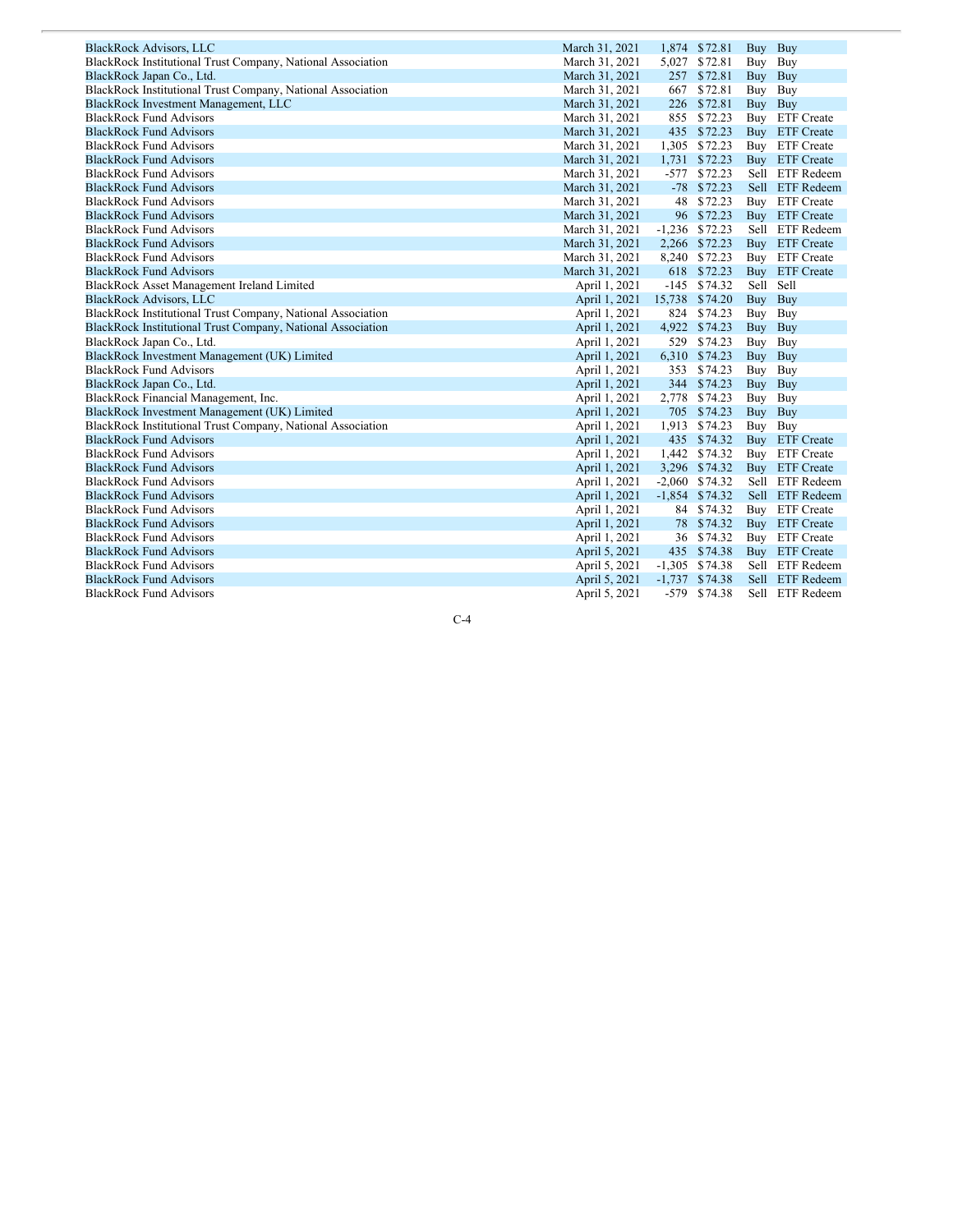| | | | | | |
|---|---|---|---|---|---|
| BlackRock Advisors, LLC | March 31, 2021 | 1,874 | $72.81 | Buy | Buy |
| BlackRock Institutional Trust Company, National Association | March 31, 2021 | 5,027 | $72.81 | Buy | Buy |
| BlackRock Japan Co., Ltd. | March 31, 2021 | 257 | $72.81 | Buy | Buy |
| BlackRock Institutional Trust Company, National Association | March 31, 2021 | 667 | $72.81 | Buy | Buy |
| BlackRock Investment Management, LLC | March 31, 2021 | 226 | $72.81 | Buy | Buy |
| BlackRock Fund Advisors | March 31, 2021 | 855 | $72.23 | Buy | ETF Create |
| BlackRock Fund Advisors | March 31, 2021 | 435 | $72.23 | Buy | ETF Create |
| BlackRock Fund Advisors | March 31, 2021 | 1,305 | $72.23 | Buy | ETF Create |
| BlackRock Fund Advisors | March 31, 2021 | 1,731 | $72.23 | Buy | ETF Create |
| BlackRock Fund Advisors | March 31, 2021 | -577 | $72.23 | Sell | ETF Redeem |
| BlackRock Fund Advisors | March 31, 2021 | -78 | $72.23 | Sell | ETF Redeem |
| BlackRock Fund Advisors | March 31, 2021 | 48 | $72.23 | Buy | ETF Create |
| BlackRock Fund Advisors | March 31, 2021 | 96 | $72.23 | Buy | ETF Create |
| BlackRock Fund Advisors | March 31, 2021 | -1,236 | $72.23 | Sell | ETF Redeem |
| BlackRock Fund Advisors | March 31, 2021 | 2,266 | $72.23 | Buy | ETF Create |
| BlackRock Fund Advisors | March 31, 2021 | 8,240 | $72.23 | Buy | ETF Create |
| BlackRock Fund Advisors | March 31, 2021 | 618 | $72.23 | Buy | ETF Create |
| BlackRock Asset Management Ireland Limited | April 1, 2021 | -145 | $74.32 | Sell | Sell |
| BlackRock Advisors, LLC | April 1, 2021 | 15,738 | $74.20 | Buy | Buy |
| BlackRock Institutional Trust Company, National Association | April 1, 2021 | 824 | $74.23 | Buy | Buy |
| BlackRock Institutional Trust Company, National Association | April 1, 2021 | 4,922 | $74.23 | Buy | Buy |
| BlackRock Japan Co., Ltd. | April 1, 2021 | 529 | $74.23 | Buy | Buy |
| BlackRock Investment Management (UK) Limited | April 1, 2021 | 6,310 | $74.23 | Buy | Buy |
| BlackRock Fund Advisors | April 1, 2021 | 353 | $74.23 | Buy | Buy |
| BlackRock Japan Co., Ltd. | April 1, 2021 | 344 | $74.23 | Buy | Buy |
| BlackRock Financial Management, Inc. | April 1, 2021 | 2,778 | $74.23 | Buy | Buy |
| BlackRock Investment Management (UK) Limited | April 1, 2021 | 705 | $74.23 | Buy | Buy |
| BlackRock Institutional Trust Company, National Association | April 1, 2021 | 1,913 | $74.23 | Buy | Buy |
| BlackRock Fund Advisors | April 1, 2021 | 435 | $74.32 | Buy | ETF Create |
| BlackRock Fund Advisors | April 1, 2021 | 1,442 | $74.32 | Buy | ETF Create |
| BlackRock Fund Advisors | April 1, 2021 | 3,296 | $74.32 | Buy | ETF Create |
| BlackRock Fund Advisors | April 1, 2021 | -2,060 | $74.32 | Sell | ETF Redeem |
| BlackRock Fund Advisors | April 1, 2021 | -1,854 | $74.32 | Sell | ETF Redeem |
| BlackRock Fund Advisors | April 1, 2021 | 84 | $74.32 | Buy | ETF Create |
| BlackRock Fund Advisors | April 1, 2021 | 78 | $74.32 | Buy | ETF Create |
| BlackRock Fund Advisors | April 1, 2021 | 36 | $74.32 | Buy | ETF Create |
| BlackRock Fund Advisors | April 5, 2021 | 435 | $74.38 | Buy | ETF Create |
| BlackRock Fund Advisors | April 5, 2021 | -1,305 | $74.38 | Sell | ETF Redeem |
| BlackRock Fund Advisors | April 5, 2021 | -1,737 | $74.38 | Sell | ETF Redeem |
| BlackRock Fund Advisors | April 5, 2021 | -579 | $74.38 | Sell | ETF Redeem |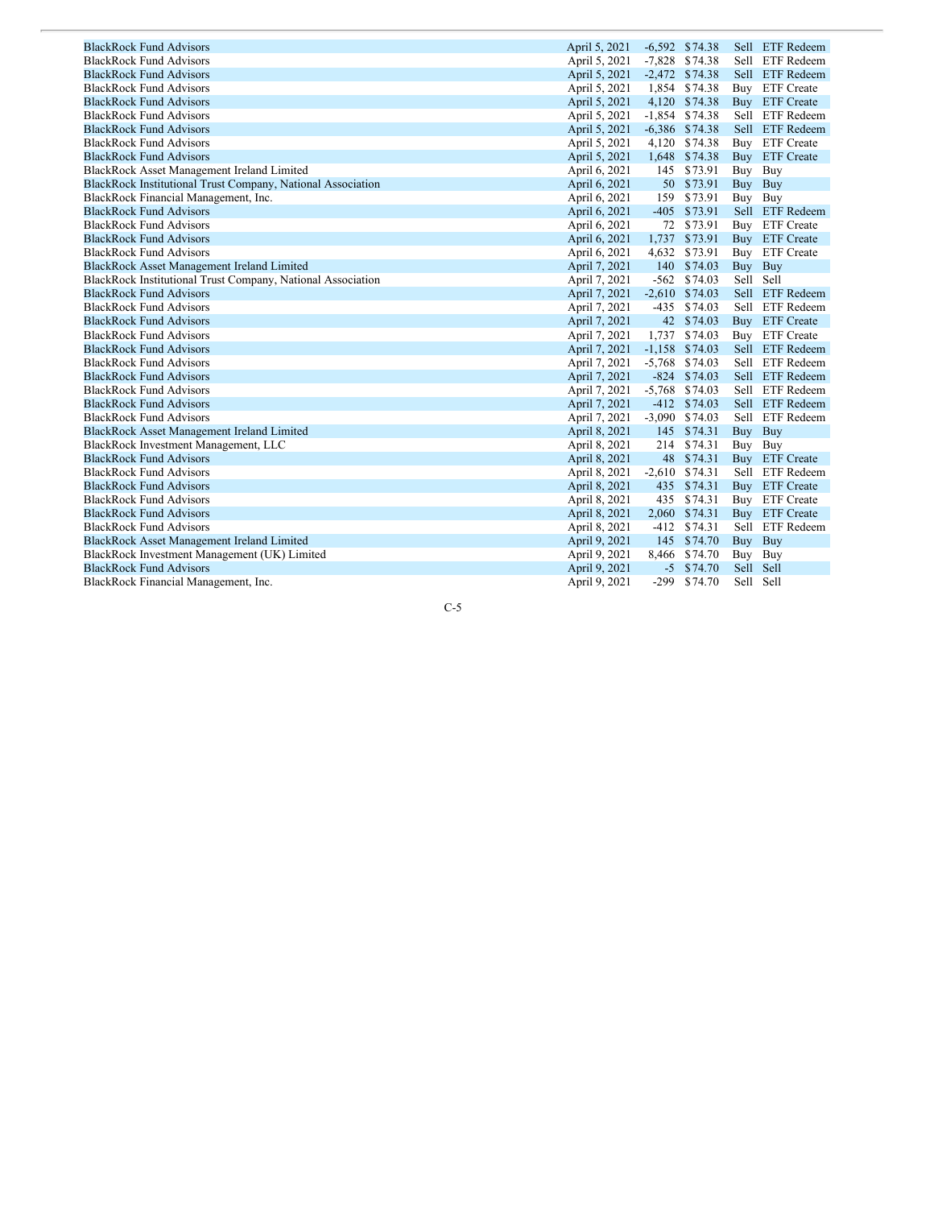| | | | | | |
|---|---|---|---|---|---|
| BlackRock Fund Advisors | April 5, 2021 | -6,592 | $74.38 | Sell | ETF Redeem |
| BlackRock Fund Advisors | April 5, 2021 | -7,828 | $74.38 | Sell | ETF Redeem |
| BlackRock Fund Advisors | April 5, 2021 | -2,472 | $74.38 | Sell | ETF Redeem |
| BlackRock Fund Advisors | April 5, 2021 | 1,854 | $74.38 | Buy | ETF Create |
| BlackRock Fund Advisors | April 5, 2021 | 4,120 | $74.38 | Buy | ETF Create |
| BlackRock Fund Advisors | April 5, 2021 | -1,854 | $74.38 | Sell | ETF Redeem |
| BlackRock Fund Advisors | April 5, 2021 | -6,386 | $74.38 | Sell | ETF Redeem |
| BlackRock Fund Advisors | April 5, 2021 | 4,120 | $74.38 | Buy | ETF Create |
| BlackRock Fund Advisors | April 5, 2021 | 1,648 | $74.38 | Buy | ETF Create |
| BlackRock Asset Management Ireland Limited | April 6, 2021 | 145 | $73.91 | Buy | Buy |
| BlackRock Institutional Trust Company, National Association | April 6, 2021 | 50 | $73.91 | Buy | Buy |
| BlackRock Financial Management, Inc. | April 6, 2021 | 159 | $73.91 | Buy | Buy |
| BlackRock Fund Advisors | April 6, 2021 | -405 | $73.91 | Sell | ETF Redeem |
| BlackRock Fund Advisors | April 6, 2021 | 72 | $73.91 | Buy | ETF Create |
| BlackRock Fund Advisors | April 6, 2021 | 1,737 | $73.91 | Buy | ETF Create |
| BlackRock Fund Advisors | April 6, 2021 | 4,632 | $73.91 | Buy | ETF Create |
| BlackRock Asset Management Ireland Limited | April 7, 2021 | 140 | $74.03 | Buy | Buy |
| BlackRock Institutional Trust Company, National Association | April 7, 2021 | -562 | $74.03 | Sell | Sell |
| BlackRock Fund Advisors | April 7, 2021 | -2,610 | $74.03 | Sell | ETF Redeem |
| BlackRock Fund Advisors | April 7, 2021 | -435 | $74.03 | Sell | ETF Redeem |
| BlackRock Fund Advisors | April 7, 2021 | 42 | $74.03 | Buy | ETF Create |
| BlackRock Fund Advisors | April 7, 2021 | 1,737 | $74.03 | Buy | ETF Create |
| BlackRock Fund Advisors | April 7, 2021 | -1,158 | $74.03 | Sell | ETF Redeem |
| BlackRock Fund Advisors | April 7, 2021 | -5,768 | $74.03 | Sell | ETF Redeem |
| BlackRock Fund Advisors | April 7, 2021 | -824 | $74.03 | Sell | ETF Redeem |
| BlackRock Fund Advisors | April 7, 2021 | -5,768 | $74.03 | Sell | ETF Redeem |
| BlackRock Fund Advisors | April 7, 2021 | -412 | $74.03 | Sell | ETF Redeem |
| BlackRock Fund Advisors | April 7, 2021 | -3,090 | $74.03 | Sell | ETF Redeem |
| BlackRock Asset Management Ireland Limited | April 8, 2021 | 145 | $74.31 | Buy | Buy |
| BlackRock Investment Management, LLC | April 8, 2021 | 214 | $74.31 | Buy | Buy |
| BlackRock Fund Advisors | April 8, 2021 | 48 | $74.31 | Buy | ETF Create |
| BlackRock Fund Advisors | April 8, 2021 | -2,610 | $74.31 | Sell | ETF Redeem |
| BlackRock Fund Advisors | April 8, 2021 | 435 | $74.31 | Buy | ETF Create |
| BlackRock Fund Advisors | April 8, 2021 | 435 | $74.31 | Buy | ETF Create |
| BlackRock Fund Advisors | April 8, 2021 | 2,060 | $74.31 | Buy | ETF Create |
| BlackRock Fund Advisors | April 8, 2021 | -412 | $74.31 | Sell | ETF Redeem |
| BlackRock Asset Management Ireland Limited | April 9, 2021 | 145 | $74.70 | Buy | Buy |
| BlackRock Investment Management (UK) Limited | April 9, 2021 | 8,466 | $74.70 | Buy | Buy |
| BlackRock Fund Advisors | April 9, 2021 | -5 | $74.70 | Sell | Sell |
| BlackRock Financial Management, Inc. | April 9, 2021 | -299 | $74.70 | Sell | Sell |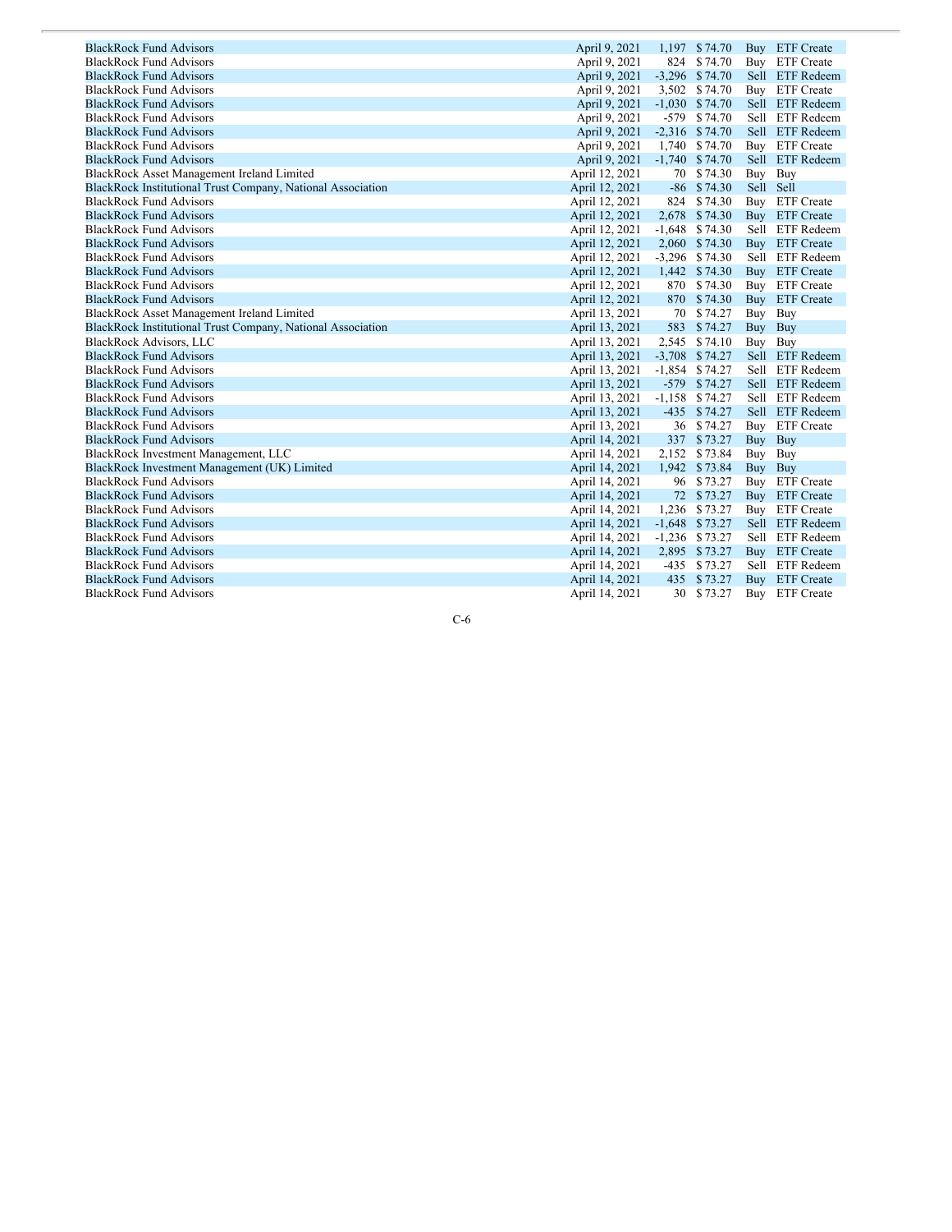| | | | | | |
|---|---|---|---|---|---|
| BlackRock Fund Advisors | April 9, 2021 | 1,197 | $ 74.70 | Buy | ETF Create |
| BlackRock Fund Advisors | April 9, 2021 | 824 | $ 74.70 | Buy | ETF Create |
| BlackRock Fund Advisors | April 9, 2021 | -3,296 | $ 74.70 | Sell | ETF Redeem |
| BlackRock Fund Advisors | April 9, 2021 | 3,502 | $ 74.70 | Buy | ETF Create |
| BlackRock Fund Advisors | April 9, 2021 | -1,030 | $ 74.70 | Sell | ETF Redeem |
| BlackRock Fund Advisors | April 9, 2021 | -579 | $ 74.70 | Sell | ETF Redeem |
| BlackRock Fund Advisors | April 9, 2021 | -2,316 | $ 74.70 | Sell | ETF Redeem |
| BlackRock Fund Advisors | April 9, 2021 | 1,740 | $ 74.70 | Buy | ETF Create |
| BlackRock Fund Advisors | April 9, 2021 | -1,740 | $ 74.70 | Sell | ETF Redeem |
| BlackRock Asset Management Ireland Limited | April 12, 2021 | 70 | $ 74.30 | Buy | Buy |
| BlackRock Institutional Trust Company, National Association | April 12, 2021 | -86 | $ 74.30 | Sell | Sell |
| BlackRock Fund Advisors | April 12, 2021 | 824 | $ 74.30 | Buy | ETF Create |
| BlackRock Fund Advisors | April 12, 2021 | 2,678 | $ 74.30 | Buy | ETF Create |
| BlackRock Fund Advisors | April 12, 2021 | -1,648 | $ 74.30 | Sell | ETF Redeem |
| BlackRock Fund Advisors | April 12, 2021 | 2,060 | $ 74.30 | Buy | ETF Create |
| BlackRock Fund Advisors | April 12, 2021 | -3,296 | $ 74.30 | Sell | ETF Redeem |
| BlackRock Fund Advisors | April 12, 2021 | 1,442 | $ 74.30 | Buy | ETF Create |
| BlackRock Fund Advisors | April 12, 2021 | 870 | $ 74.30 | Buy | ETF Create |
| BlackRock Fund Advisors | April 12, 2021 | 870 | $ 74.30 | Buy | ETF Create |
| BlackRock Asset Management Ireland Limited | April 13, 2021 | 70 | $ 74.27 | Buy | Buy |
| BlackRock Institutional Trust Company, National Association | April 13, 2021 | 583 | $ 74.27 | Buy | Buy |
| BlackRock Advisors, LLC | April 13, 2021 | 2,545 | $ 74.10 | Buy | Buy |
| BlackRock Fund Advisors | April 13, 2021 | -3,708 | $ 74.27 | Sell | ETF Redeem |
| BlackRock Fund Advisors | April 13, 2021 | -1,854 | $ 74.27 | Sell | ETF Redeem |
| BlackRock Fund Advisors | April 13, 2021 | -579 | $ 74.27 | Sell | ETF Redeem |
| BlackRock Fund Advisors | April 13, 2021 | -1,158 | $ 74.27 | Sell | ETF Redeem |
| BlackRock Fund Advisors | April 13, 2021 | -435 | $ 74.27 | Sell | ETF Redeem |
| BlackRock Fund Advisors | April 13, 2021 | 36 | $ 74.27 | Buy | ETF Create |
| BlackRock Fund Advisors | April 14, 2021 | 337 | $ 73.27 | Buy | Buy |
| BlackRock Investment Management, LLC | April 14, 2021 | 2,152 | $ 73.84 | Buy | Buy |
| BlackRock Investment Management (UK) Limited | April 14, 2021 | 1,942 | $ 73.84 | Buy | Buy |
| BlackRock Fund Advisors | April 14, 2021 | 96 | $ 73.27 | Buy | ETF Create |
| BlackRock Fund Advisors | April 14, 2021 | 72 | $ 73.27 | Buy | ETF Create |
| BlackRock Fund Advisors | April 14, 2021 | 1,236 | $ 73.27 | Buy | ETF Create |
| BlackRock Fund Advisors | April 14, 2021 | -1,648 | $ 73.27 | Sell | ETF Redeem |
| BlackRock Fund Advisors | April 14, 2021 | -1,236 | $ 73.27 | Sell | ETF Redeem |
| BlackRock Fund Advisors | April 14, 2021 | 2,895 | $ 73.27 | Buy | ETF Create |
| BlackRock Fund Advisors | April 14, 2021 | -435 | $ 73.27 | Sell | ETF Redeem |
| BlackRock Fund Advisors | April 14, 2021 | 435 | $ 73.27 | Buy | ETF Create |
| BlackRock Fund Advisors | April 14, 2021 | 30 | $ 73.27 | Buy | ETF Create |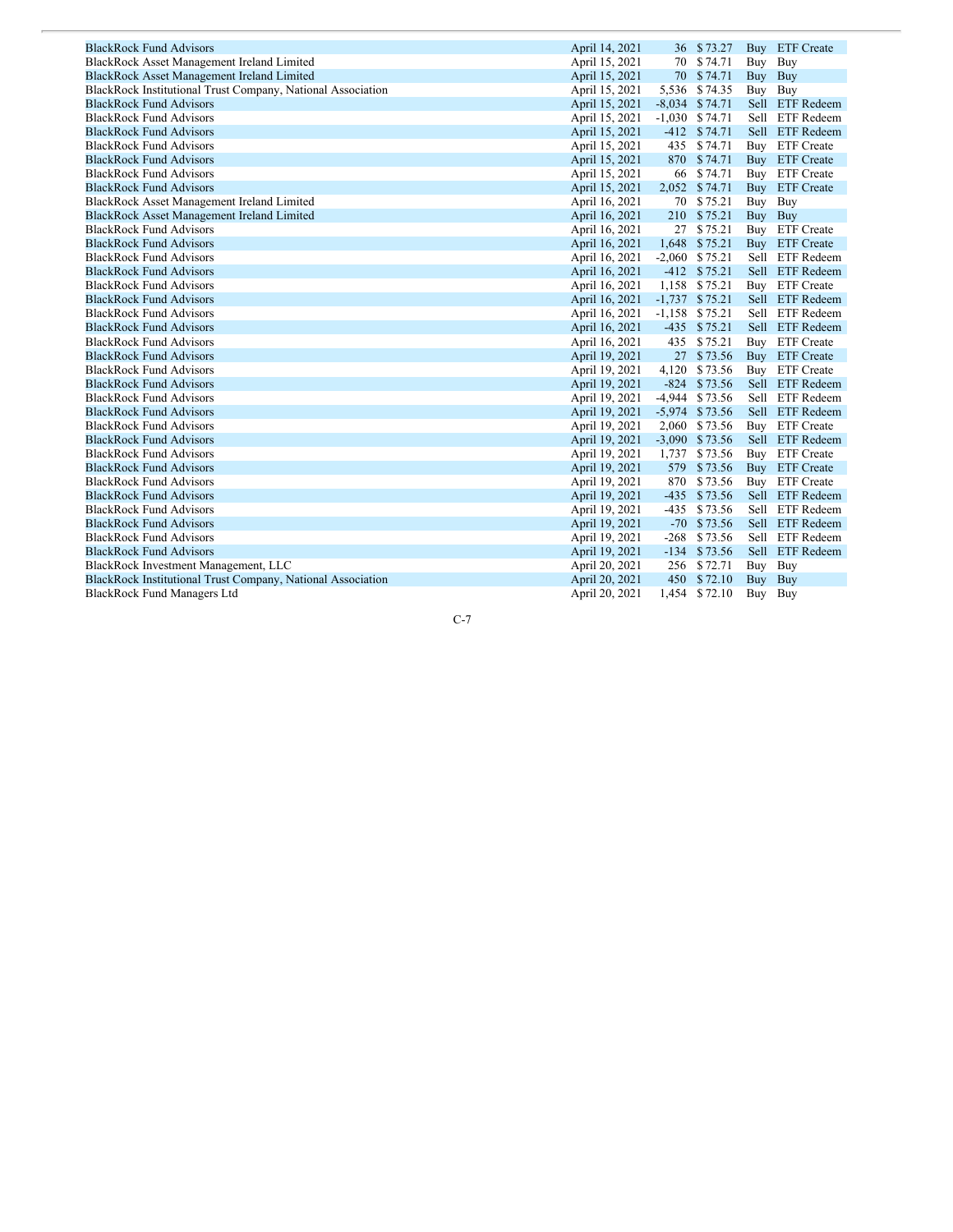| | | | | | |
|---|---|---|---|---|---|
| BlackRock Fund Advisors | April 14, 2021 | 36 | $ 73.27 | Buy | ETF Create |
| BlackRock Asset Management Ireland Limited | April 15, 2021 | 70 | $ 74.71 | Buy | Buy |
| BlackRock Asset Management Ireland Limited | April 15, 2021 | 70 | $ 74.71 | Buy | Buy |
| BlackRock Institutional Trust Company, National Association | April 15, 2021 | 5,536 | $ 74.35 | Buy | Buy |
| BlackRock Fund Advisors | April 15, 2021 | -8,034 | $ 74.71 | Sell | ETF Redeem |
| BlackRock Fund Advisors | April 15, 2021 | -1,030 | $ 74.71 | Sell | ETF Redeem |
| BlackRock Fund Advisors | April 15, 2021 | -412 | $ 74.71 | Sell | ETF Redeem |
| BlackRock Fund Advisors | April 15, 2021 | 435 | $ 74.71 | Buy | ETF Create |
| BlackRock Fund Advisors | April 15, 2021 | 870 | $ 74.71 | Buy | ETF Create |
| BlackRock Fund Advisors | April 15, 2021 | 66 | $ 74.71 | Buy | ETF Create |
| BlackRock Fund Advisors | April 15, 2021 | 2,052 | $ 74.71 | Buy | ETF Create |
| BlackRock Asset Management Ireland Limited | April 16, 2021 | 70 | $ 75.21 | Buy | Buy |
| BlackRock Asset Management Ireland Limited | April 16, 2021 | 210 | $ 75.21 | Buy | Buy |
| BlackRock Fund Advisors | April 16, 2021 | 27 | $ 75.21 | Buy | ETF Create |
| BlackRock Fund Advisors | April 16, 2021 | 1,648 | $ 75.21 | Buy | ETF Create |
| BlackRock Fund Advisors | April 16, 2021 | -2,060 | $ 75.21 | Sell | ETF Redeem |
| BlackRock Fund Advisors | April 16, 2021 | -412 | $ 75.21 | Sell | ETF Redeem |
| BlackRock Fund Advisors | April 16, 2021 | 1,158 | $ 75.21 | Buy | ETF Create |
| BlackRock Fund Advisors | April 16, 2021 | -1,737 | $ 75.21 | Sell | ETF Redeem |
| BlackRock Fund Advisors | April 16, 2021 | -1,158 | $ 75.21 | Sell | ETF Redeem |
| BlackRock Fund Advisors | April 16, 2021 | -435 | $ 75.21 | Sell | ETF Redeem |
| BlackRock Fund Advisors | April 16, 2021 | 435 | $ 75.21 | Buy | ETF Create |
| BlackRock Fund Advisors | April 19, 2021 | 27 | $ 73.56 | Buy | ETF Create |
| BlackRock Fund Advisors | April 19, 2021 | 4,120 | $ 73.56 | Buy | ETF Create |
| BlackRock Fund Advisors | April 19, 2021 | -824 | $ 73.56 | Sell | ETF Redeem |
| BlackRock Fund Advisors | April 19, 2021 | -4,944 | $ 73.56 | Sell | ETF Redeem |
| BlackRock Fund Advisors | April 19, 2021 | -5,974 | $ 73.56 | Sell | ETF Redeem |
| BlackRock Fund Advisors | April 19, 2021 | 2,060 | $ 73.56 | Buy | ETF Create |
| BlackRock Fund Advisors | April 19, 2021 | -3,090 | $ 73.56 | Sell | ETF Redeem |
| BlackRock Fund Advisors | April 19, 2021 | 1,737 | $ 73.56 | Buy | ETF Create |
| BlackRock Fund Advisors | April 19, 2021 | 579 | $ 73.56 | Buy | ETF Create |
| BlackRock Fund Advisors | April 19, 2021 | 870 | $ 73.56 | Buy | ETF Create |
| BlackRock Fund Advisors | April 19, 2021 | -435 | $ 73.56 | Sell | ETF Redeem |
| BlackRock Fund Advisors | April 19, 2021 | -435 | $ 73.56 | Sell | ETF Redeem |
| BlackRock Fund Advisors | April 19, 2021 | -70 | $ 73.56 | Sell | ETF Redeem |
| BlackRock Fund Advisors | April 19, 2021 | -268 | $ 73.56 | Sell | ETF Redeem |
| BlackRock Fund Advisors | April 19, 2021 | -134 | $ 73.56 | Sell | ETF Redeem |
| BlackRock Investment Management, LLC | April 20, 2021 | 256 | $ 72.71 | Buy | Buy |
| BlackRock Institutional Trust Company, National Association | April 20, 2021 | 450 | $ 72.10 | Buy | Buy |
| BlackRock Fund Managers Ltd | April 20, 2021 | 1,454 | $ 72.10 | Buy | Buy |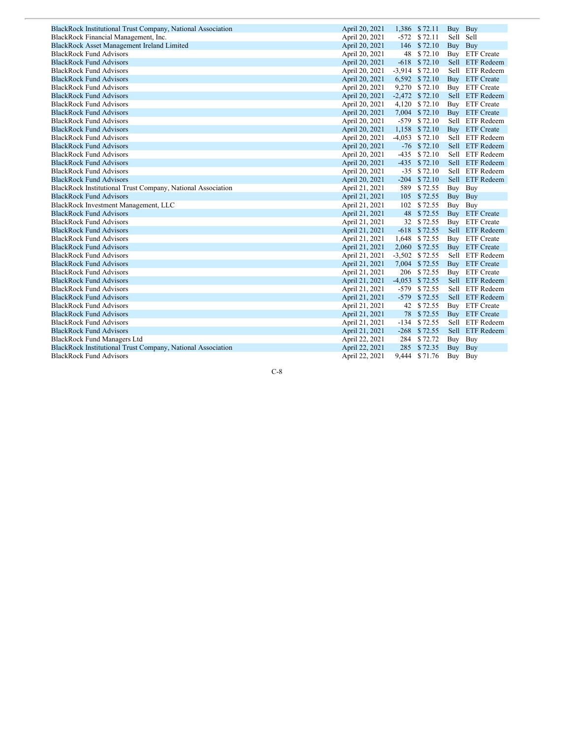| | | | | | |
|---|---|---|---|---|---|
| BlackRock Institutional Trust Company, National Association | April 20, 2021 | 1,386 | $ 72.11 | Buy | Buy |
| BlackRock Financial Management, Inc. | April 20, 2021 | -572 | $ 72.11 | Sell | Sell |
| BlackRock Asset Management Ireland Limited | April 20, 2021 | 146 | $ 72.10 | Buy | Buy |
| BlackRock Fund Advisors | April 20, 2021 | 48 | $ 72.10 | Buy | ETF Create |
| BlackRock Fund Advisors | April 20, 2021 | -618 | $ 72.10 | Sell | ETF Redeem |
| BlackRock Fund Advisors | April 20, 2021 | -3,914 | $ 72.10 | Sell | ETF Redeem |
| BlackRock Fund Advisors | April 20, 2021 | 6,592 | $ 72.10 | Buy | ETF Create |
| BlackRock Fund Advisors | April 20, 2021 | 9,270 | $ 72.10 | Buy | ETF Create |
| BlackRock Fund Advisors | April 20, 2021 | -2,472 | $ 72.10 | Sell | ETF Redeem |
| BlackRock Fund Advisors | April 20, 2021 | 4,120 | $ 72.10 | Buy | ETF Create |
| BlackRock Fund Advisors | April 20, 2021 | 7,004 | $ 72.10 | Buy | ETF Create |
| BlackRock Fund Advisors | April 20, 2021 | -579 | $ 72.10 | Sell | ETF Redeem |
| BlackRock Fund Advisors | April 20, 2021 | 1,158 | $ 72.10 | Buy | ETF Create |
| BlackRock Fund Advisors | April 20, 2021 | -4,053 | $ 72.10 | Sell | ETF Redeem |
| BlackRock Fund Advisors | April 20, 2021 | -76 | $ 72.10 | Sell | ETF Redeem |
| BlackRock Fund Advisors | April 20, 2021 | -435 | $ 72.10 | Sell | ETF Redeem |
| BlackRock Fund Advisors | April 20, 2021 | -435 | $ 72.10 | Sell | ETF Redeem |
| BlackRock Fund Advisors | April 20, 2021 | -35 | $ 72.10 | Sell | ETF Redeem |
| BlackRock Fund Advisors | April 20, 2021 | -204 | $ 72.10 | Sell | ETF Redeem |
| BlackRock Institutional Trust Company, National Association | April 21, 2021 | 589 | $ 72.55 | Buy | Buy |
| BlackRock Fund Advisors | April 21, 2021 | 105 | $ 72.55 | Buy | Buy |
| BlackRock Investment Management, LLC | April 21, 2021 | 102 | $ 72.55 | Buy | Buy |
| BlackRock Fund Advisors | April 21, 2021 | 48 | $ 72.55 | Buy | ETF Create |
| BlackRock Fund Advisors | April 21, 2021 | 32 | $ 72.55 | Buy | ETF Create |
| BlackRock Fund Advisors | April 21, 2021 | -618 | $ 72.55 | Sell | ETF Redeem |
| BlackRock Fund Advisors | April 21, 2021 | 1,648 | $ 72.55 | Buy | ETF Create |
| BlackRock Fund Advisors | April 21, 2021 | 2,060 | $ 72.55 | Buy | ETF Create |
| BlackRock Fund Advisors | April 21, 2021 | -3,502 | $ 72.55 | Sell | ETF Redeem |
| BlackRock Fund Advisors | April 21, 2021 | 7,004 | $ 72.55 | Buy | ETF Create |
| BlackRock Fund Advisors | April 21, 2021 | 206 | $ 72.55 | Buy | ETF Create |
| BlackRock Fund Advisors | April 21, 2021 | -4,053 | $ 72.55 | Sell | ETF Redeem |
| BlackRock Fund Advisors | April 21, 2021 | -579 | $ 72.55 | Sell | ETF Redeem |
| BlackRock Fund Advisors | April 21, 2021 | -579 | $ 72.55 | Sell | ETF Redeem |
| BlackRock Fund Advisors | April 21, 2021 | 42 | $ 72.55 | Buy | ETF Create |
| BlackRock Fund Advisors | April 21, 2021 | 78 | $ 72.55 | Buy | ETF Create |
| BlackRock Fund Advisors | April 21, 2021 | -134 | $ 72.55 | Sell | ETF Redeem |
| BlackRock Fund Advisors | April 21, 2021 | -268 | $ 72.55 | Sell | ETF Redeem |
| BlackRock Fund Managers Ltd | April 22, 2021 | 284 | $ 72.72 | Buy | Buy |
| BlackRock Institutional Trust Company, National Association | April 22, 2021 | 285 | $ 72.35 | Buy | Buy |
| BlackRock Fund Advisors | April 22, 2021 | 9,444 | $ 71.76 | Buy | Buy |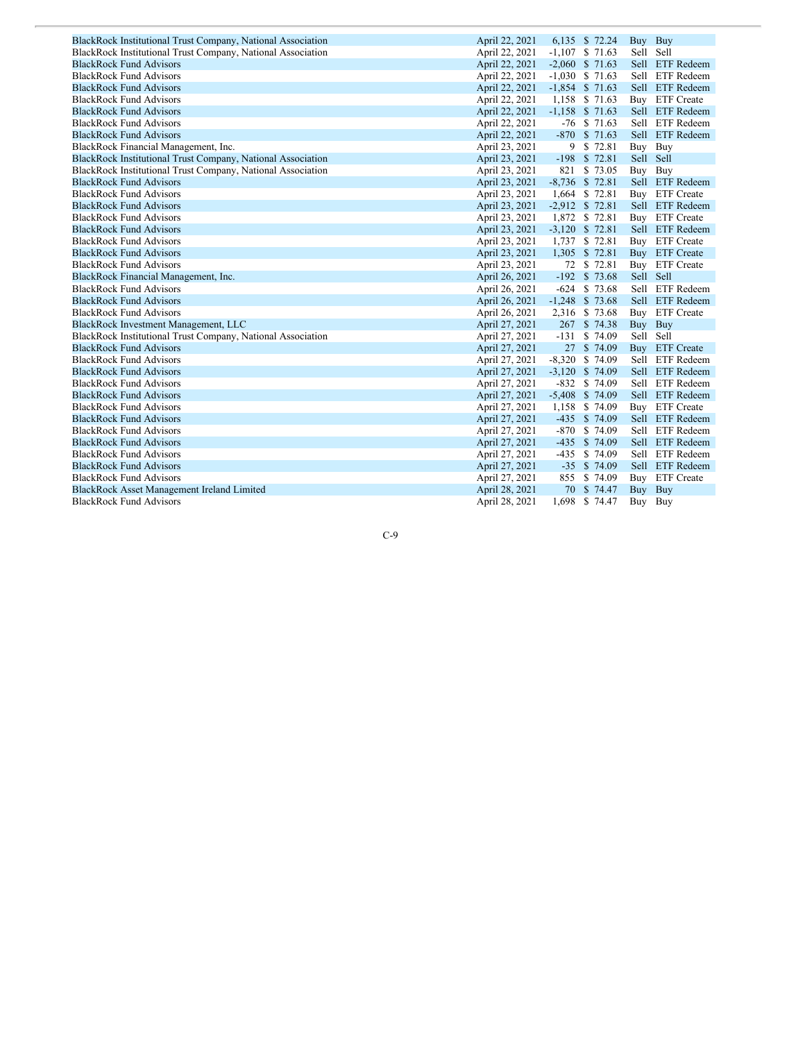| | | | | | |
|---|---|---|---|---|---|
| BlackRock Institutional Trust Company, National Association | April 22, 2021 | 6,135 | $ 72.24 | Buy | Buy |
| BlackRock Institutional Trust Company, National Association | April 22, 2021 | -1,107 | $ 71.63 | Sell | Sell |
| BlackRock Fund Advisors | April 22, 2021 | -2,060 | $ 71.63 | Sell | ETF Redeem |
| BlackRock Fund Advisors | April 22, 2021 | -1,030 | $ 71.63 | Sell | ETF Redeem |
| BlackRock Fund Advisors | April 22, 2021 | -1,854 | $ 71.63 | Sell | ETF Redeem |
| BlackRock Fund Advisors | April 22, 2021 | 1,158 | $ 71.63 | Buy | ETF Create |
| BlackRock Fund Advisors | April 22, 2021 | -1,158 | $ 71.63 | Sell | ETF Redeem |
| BlackRock Fund Advisors | April 22, 2021 | -76 | $ 71.63 | Sell | ETF Redeem |
| BlackRock Fund Advisors | April 22, 2021 | -870 | $ 71.63 | Sell | ETF Redeem |
| BlackRock Financial Management, Inc. | April 23, 2021 | 9 | $ 72.81 | Buy | Buy |
| BlackRock Institutional Trust Company, National Association | April 23, 2021 | -198 | $ 72.81 | Sell | Sell |
| BlackRock Institutional Trust Company, National Association | April 23, 2021 | 821 | $ 73.05 | Buy | Buy |
| BlackRock Fund Advisors | April 23, 2021 | -8,736 | $ 72.81 | Sell | ETF Redeem |
| BlackRock Fund Advisors | April 23, 2021 | 1,664 | $ 72.81 | Buy | ETF Create |
| BlackRock Fund Advisors | April 23, 2021 | -2,912 | $ 72.81 | Sell | ETF Redeem |
| BlackRock Fund Advisors | April 23, 2021 | 1,872 | $ 72.81 | Buy | ETF Create |
| BlackRock Fund Advisors | April 23, 2021 | -3,120 | $ 72.81 | Sell | ETF Redeem |
| BlackRock Fund Advisors | April 23, 2021 | 1,737 | $ 72.81 | Buy | ETF Create |
| BlackRock Fund Advisors | April 23, 2021 | 1,305 | $ 72.81 | Buy | ETF Create |
| BlackRock Fund Advisors | April 23, 2021 | 72 | $ 72.81 | Buy | ETF Create |
| BlackRock Financial Management, Inc. | April 26, 2021 | -192 | $ 73.68 | Sell | Sell |
| BlackRock Fund Advisors | April 26, 2021 | -624 | $ 73.68 | Sell | ETF Redeem |
| BlackRock Fund Advisors | April 26, 2021 | -1,248 | $ 73.68 | Sell | ETF Redeem |
| BlackRock Fund Advisors | April 26, 2021 | 2,316 | $ 73.68 | Buy | ETF Create |
| BlackRock Investment Management, LLC | April 27, 2021 | 267 | $ 74.38 | Buy | Buy |
| BlackRock Institutional Trust Company, National Association | April 27, 2021 | -131 | $ 74.09 | Sell | Sell |
| BlackRock Fund Advisors | April 27, 2021 | 27 | $ 74.09 | Buy | ETF Create |
| BlackRock Fund Advisors | April 27, 2021 | -8,320 | $ 74.09 | Sell | ETF Redeem |
| BlackRock Fund Advisors | April 27, 2021 | -3,120 | $ 74.09 | Sell | ETF Redeem |
| BlackRock Fund Advisors | April 27, 2021 | -832 | $ 74.09 | Sell | ETF Redeem |
| BlackRock Fund Advisors | April 27, 2021 | -5,408 | $ 74.09 | Sell | ETF Redeem |
| BlackRock Fund Advisors | April 27, 2021 | 1,158 | $ 74.09 | Buy | ETF Create |
| BlackRock Fund Advisors | April 27, 2021 | -435 | $ 74.09 | Sell | ETF Redeem |
| BlackRock Fund Advisors | April 27, 2021 | -870 | $ 74.09 | Sell | ETF Redeem |
| BlackRock Fund Advisors | April 27, 2021 | -435 | $ 74.09 | Sell | ETF Redeem |
| BlackRock Fund Advisors | April 27, 2021 | -435 | $ 74.09 | Sell | ETF Redeem |
| BlackRock Fund Advisors | April 27, 2021 | -35 | $ 74.09 | Sell | ETF Redeem |
| BlackRock Fund Advisors | April 27, 2021 | 855 | $ 74.09 | Buy | ETF Create |
| BlackRock Asset Management Ireland Limited | April 28, 2021 | 70 | $ 74.47 | Buy | Buy |
| BlackRock Fund Advisors | April 28, 2021 | 1,698 | $ 74.47 | Buy | Buy |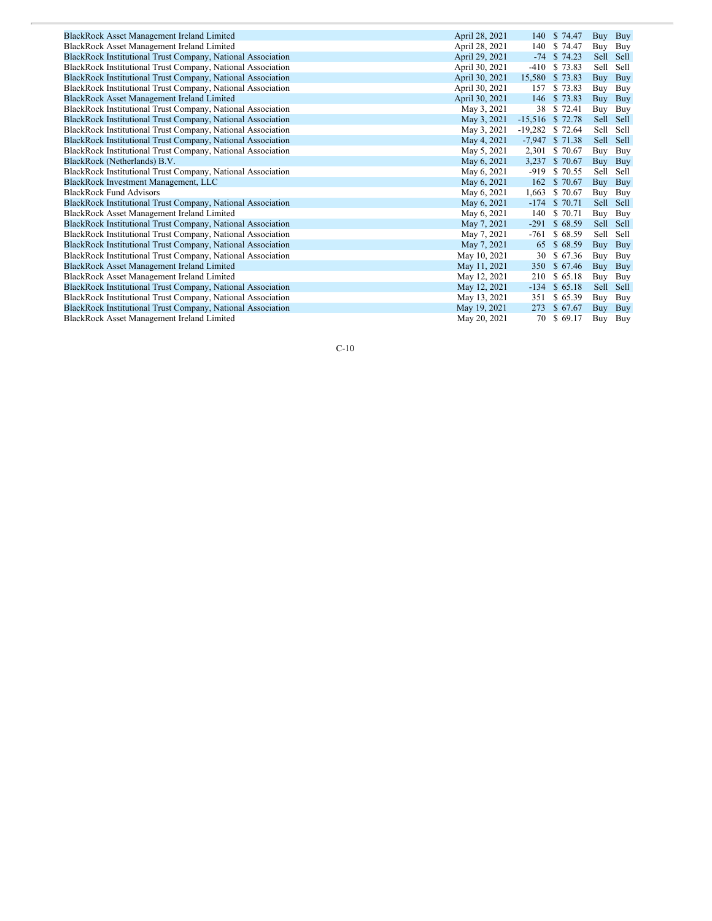| | | | | | |
|---|---|---|---|---|---|
| BlackRock Asset Management Ireland Limited | April 28, 2021 | 140 | $ 74.47 | Buy | Buy |
| BlackRock Asset Management Ireland Limited | April 28, 2021 | 140 | $ 74.47 | Buy | Buy |
| BlackRock Institutional Trust Company, National Association | April 29, 2021 | -74 | $ 74.23 | Sell | Sell |
| BlackRock Institutional Trust Company, National Association | April 30, 2021 | -410 | $ 73.83 | Sell | Sell |
| BlackRock Institutional Trust Company, National Association | April 30, 2021 | 15,580 | $ 73.83 | Buy | Buy |
| BlackRock Institutional Trust Company, National Association | April 30, 2021 | 157 | $ 73.83 | Buy | Buy |
| BlackRock Asset Management Ireland Limited | April 30, 2021 | 146 | $ 73.83 | Buy | Buy |
| BlackRock Institutional Trust Company, National Association | May 3, 2021 | 38 | $ 72.41 | Buy | Buy |
| BlackRock Institutional Trust Company, National Association | May 3, 2021 | -15,516 | $ 72.78 | Sell | Sell |
| BlackRock Institutional Trust Company, National Association | May 3, 2021 | -19,282 | $ 72.64 | Sell | Sell |
| BlackRock Institutional Trust Company, National Association | May 4, 2021 | -7,947 | $ 71.38 | Sell | Sell |
| BlackRock Institutional Trust Company, National Association | May 5, 2021 | 2,301 | $ 70.67 | Buy | Buy |
| BlackRock (Netherlands) B.V. | May 6, 2021 | 3,237 | $ 70.67 | Buy | Buy |
| BlackRock Institutional Trust Company, National Association | May 6, 2021 | -919 | $ 70.55 | Sell | Sell |
| BlackRock Investment Management, LLC | May 6, 2021 | 162 | $ 70.67 | Buy | Buy |
| BlackRock Fund Advisors | May 6, 2021 | 1,663 | $ 70.67 | Buy | Buy |
| BlackRock Institutional Trust Company, National Association | May 6, 2021 | -174 | $ 70.71 | Sell | Sell |
| BlackRock Asset Management Ireland Limited | May 6, 2021 | 140 | $ 70.71 | Buy | Buy |
| BlackRock Institutional Trust Company, National Association | May 7, 2021 | -291 | $ 68.59 | Sell | Sell |
| BlackRock Institutional Trust Company, National Association | May 7, 2021 | -761 | $ 68.59 | Sell | Sell |
| BlackRock Institutional Trust Company, National Association | May 7, 2021 | 65 | $ 68.59 | Buy | Buy |
| BlackRock Institutional Trust Company, National Association | May 10, 2021 | 30 | $ 67.36 | Buy | Buy |
| BlackRock Asset Management Ireland Limited | May 11, 2021 | 350 | $ 67.46 | Buy | Buy |
| BlackRock Asset Management Ireland Limited | May 12, 2021 | 210 | $ 65.18 | Buy | Buy |
| BlackRock Institutional Trust Company, National Association | May 12, 2021 | -134 | $ 65.18 | Sell | Sell |
| BlackRock Institutional Trust Company, National Association | May 13, 2021 | 351 | $ 65.39 | Buy | Buy |
| BlackRock Institutional Trust Company, National Association | May 19, 2021 | 273 | $ 67.67 | Buy | Buy |
| BlackRock Asset Management Ireland Limited | May 20, 2021 | 70 | $ 69.17 | Buy | Buy |

C-10